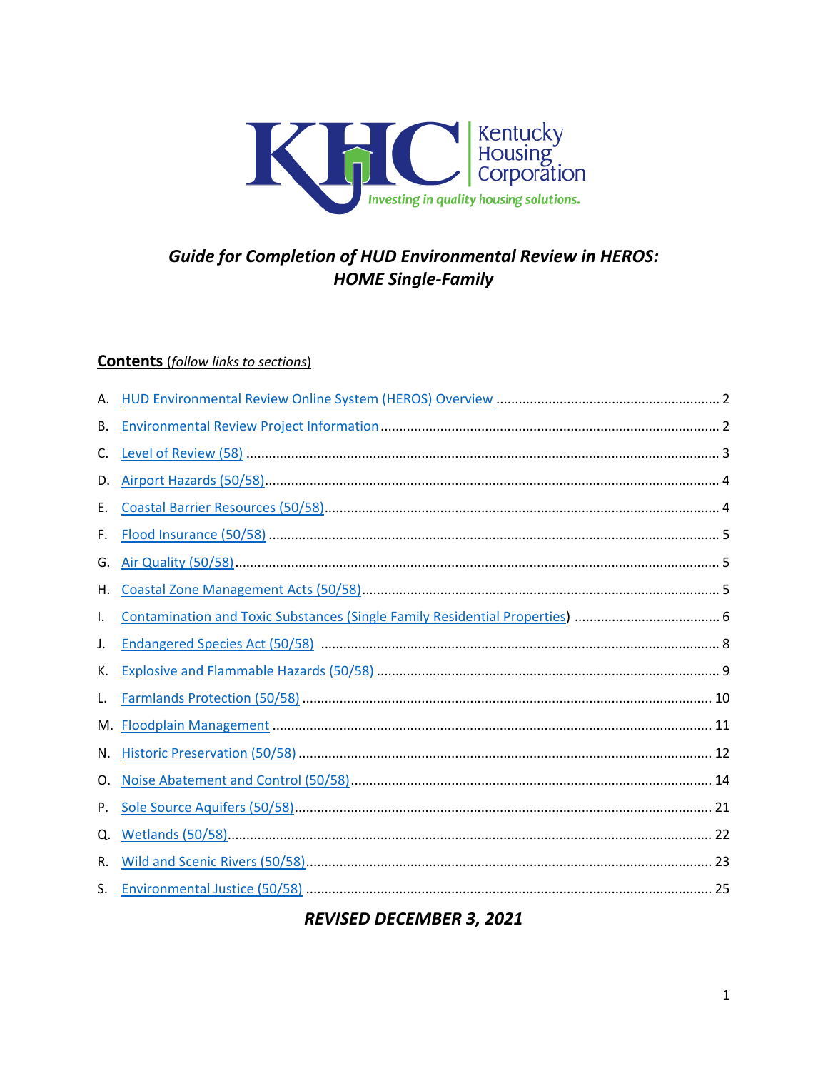KHC Kentucky Housing Corporation

*Investing in quality housing solutions.*

# *Guide for Completion of HUD Environmental Review in HEROS: HOME Single-Family*

**Contents** (*follow links to sections*)

A. HUD Environmental Review Online System (HEROS) Overview ........ 2
B. Environmental Review Project Information ........ 2
C. Level of Review (58) ........ 3
D. Airport Hazards (50/58) ........ 4
E. Coastal Barrier Resources (50/58) ........ 4
F. Flood Insurance (50/58) ........ 5
G. Air Quality (50/58) ........ 5
H. Coastal Zone Management Acts (50/58) ........ 5
I. Contamination and Toxic Substances (Single Family Residential Properties) ........ 6
J. Endangered Species Act (50/58) ........ 8
K. Explosive and Flammable Hazards (50/58) ........ 9
L. Farmlands Protection (50/58) ........ 10
M. Floodplain Management ........ 11
N. Historic Preservation (50/58) ........ 12
O. Noise Abatement and Control (50/58) ........ 14
P. Sole Source Aquifers (50/58) ........ 21
Q. Wetlands (50/58) ........ 22
R. Wild and Scenic Rivers (50/58) ........ 23
S. Environmental Justice (50/58) ........ 25

***REVISED DECEMBER 3, 2021***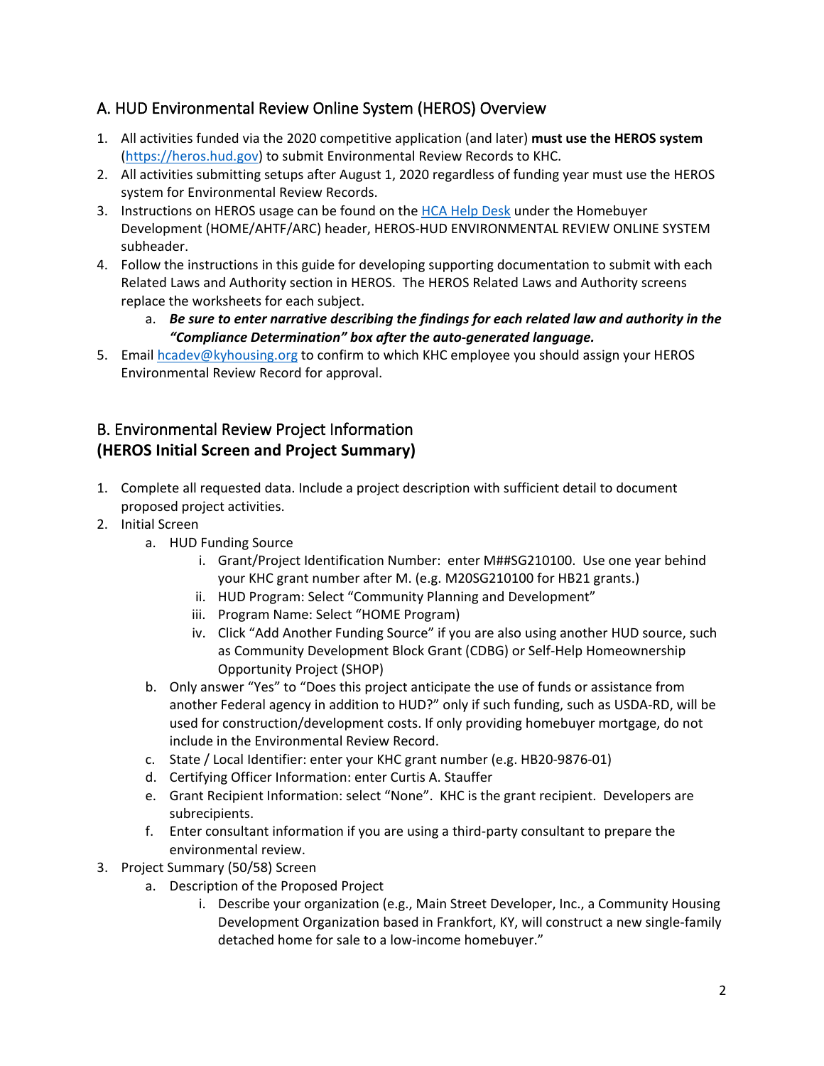## A. HUD Environmental Review Online System (HEROS) Overview

1. All activities funded via the 2020 competitive application (and later) **must use the HEROS system** (https://heros.hud.gov) to submit Environmental Review Records to KHC.
2. All activities submitting setups after August 1, 2020 regardless of funding year must use the HEROS system for Environmental Review Records.
3. Instructions on HEROS usage can be found on the HCA Help Desk under the Homebuyer Development (HOME/AHTF/ARC) header, HEROS-HUD ENVIRONMENTAL REVIEW ONLINE SYSTEM subheader.
4. Follow the instructions in this guide for developing supporting documentation to submit with each Related Laws and Authority section in HEROS. The HEROS Related Laws and Authority screens replace the worksheets for each subject.
   a. ***Be sure to enter narrative describing the findings for each related law and authority in the "Compliance Determination" box after the auto-generated language.***
5. Email hcadev@kyhousing.org to confirm to which KHC employee you should assign your HEROS Environmental Review Record for approval.

## B. Environmental Review Project Information
## (HEROS Initial Screen and Project Summary)

1. Complete all requested data. Include a project description with sufficient detail to document proposed project activities.
2. Initial Screen
   a. HUD Funding Source
      i. Grant/Project Identification Number: enter M##SG210100. Use one year behind your KHC grant number after M. (e.g. M20SG210100 for HB21 grants.)
      ii. HUD Program: Select "Community Planning and Development"
      iii. Program Name: Select "HOME Program)
      iv. Click "Add Another Funding Source" if you are also using another HUD source, such as Community Development Block Grant (CDBG) or Self-Help Homeownership Opportunity Project (SHOP)
   b. Only answer "Yes" to "Does this project anticipate the use of funds or assistance from another Federal agency in addition to HUD?" only if such funding, such as USDA-RD, will be used for construction/development costs. If only providing homebuyer mortgage, do not include in the Environmental Review Record.
   c. State / Local Identifier: enter your KHC grant number (e.g. HB20-9876-01)
   d. Certifying Officer Information: enter Curtis A. Stauffer
   e. Grant Recipient Information: select "None". KHC is the grant recipient. Developers are subrecipients.
   f. Enter consultant information if you are using a third-party consultant to prepare the environmental review.
3. Project Summary (50/58) Screen
   a. Description of the Proposed Project
      i. Describe your organization (e.g., Main Street Developer, Inc., a Community Housing Development Organization based in Frankfort, KY, will construct a new single-family detached home for sale to a low-income homebuyer."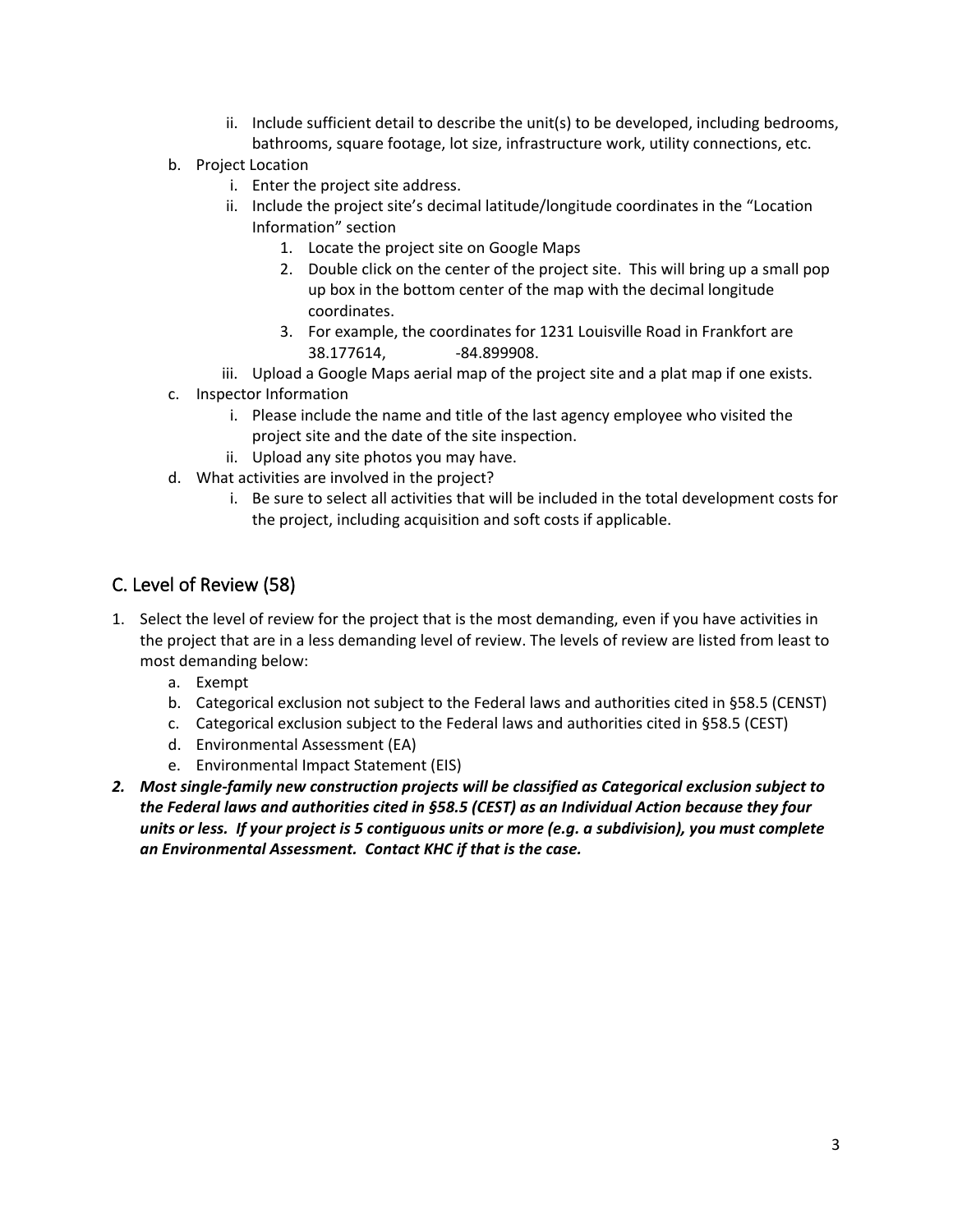ii. Include sufficient detail to describe the unit(s) to be developed, including bedrooms, bathrooms, square footage, lot size, infrastructure work, utility connections, etc.

b. Project Location
   i. Enter the project site address.
   ii. Include the project site's decimal latitude/longitude coordinates in the "Location Information" section
      1. Locate the project site on Google Maps
      2. Double click on the center of the project site. This will bring up a small pop up box in the bottom center of the map with the decimal longitude coordinates.
      3. For example, the coordinates for 1231 Louisville Road in Frankfort are 38.177614, -84.899908.
   iii. Upload a Google Maps aerial map of the project site and a plat map if one exists.

c. Inspector Information
   i. Please include the name and title of the last agency employee who visited the project site and the date of the site inspection.
   ii. Upload any site photos you may have.

d. What activities are involved in the project?
   i. Be sure to select all activities that will be included in the total development costs for the project, including acquisition and soft costs if applicable.

## C. Level of Review (58)

1. Select the level of review for the project that is the most demanding, even if you have activities in the project that are in a less demanding level of review. The levels of review are listed from least to most demanding below:
   a. Exempt
   b. Categorical exclusion not subject to the Federal laws and authorities cited in §58.5 (CENST)
   c. Categorical exclusion subject to the Federal laws and authorities cited in §58.5 (CEST)
   d. Environmental Assessment (EA)
   e. Environmental Impact Statement (EIS)
2. ***Most single-family new construction projects will be classified as Categorical exclusion subject to the Federal laws and authorities cited in §58.5 (CEST) as an Individual Action because they four units or less. If your project is 5 contiguous units or more (e.g. a subdivision), you must complete an Environmental Assessment. Contact KHC if that is the case.***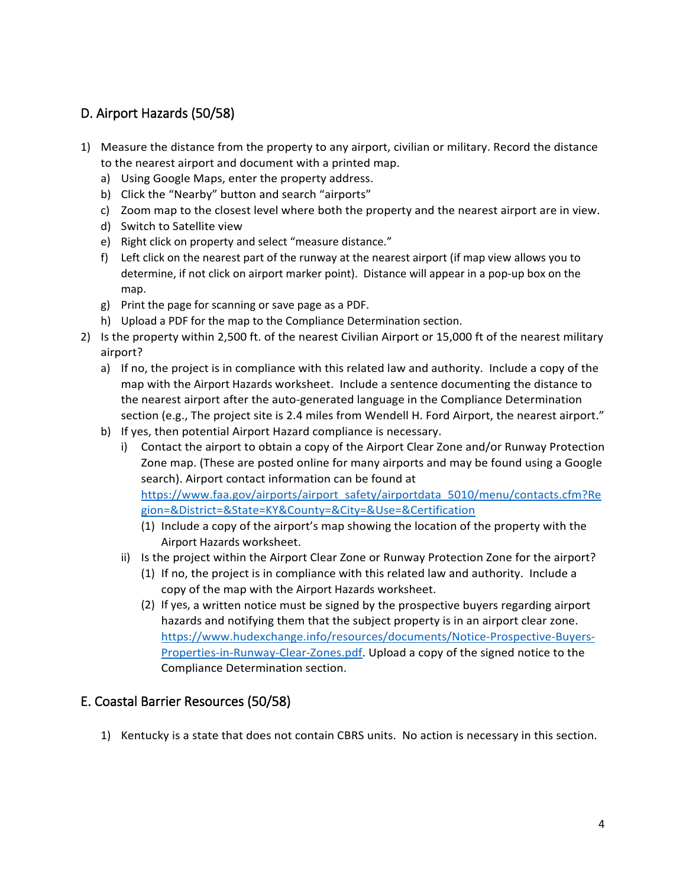## D. Airport Hazards (50/58)

1) Measure the distance from the property to any airport, civilian or military. Record the distance to the nearest airport and document with a printed map.
   a) Using Google Maps, enter the property address.
   b) Click the "Nearby" button and search "airports"
   c) Zoom map to the closest level where both the property and the nearest airport are in view.
   d) Switch to Satellite view
   e) Right click on property and select "measure distance."
   f) Left click on the nearest part of the runway at the nearest airport (if map view allows you to determine, if not click on airport marker point). Distance will appear in a pop-up box on the map.
   g) Print the page for scanning or save page as a PDF.
   h) Upload a PDF for the map to the Compliance Determination section.
2) Is the property within 2,500 ft. of the nearest Civilian Airport or 15,000 ft of the nearest military airport?
   a) If no, the project is in compliance with this related law and authority. Include a copy of the map with the Airport Hazards worksheet. Include a sentence documenting the distance to the nearest airport after the auto-generated language in the Compliance Determination section (e.g., The project site is 2.4 miles from Wendell H. Ford Airport, the nearest airport."
   b) If yes, then potential Airport Hazard compliance is necessary.
      i) Contact the airport to obtain a copy of the Airport Clear Zone and/or Runway Protection Zone map. (These are posted online for many airports and may be found using a Google search). Airport contact information can be found at https://www.faa.gov/airports/airport_safety/airportdata_5010/menu/contacts.cfm?Region=&District=&State=KY&County=&City=&Use=&Certification
         (1) Include a copy of the airport's map showing the location of the property with the Airport Hazards worksheet.
      ii) Is the project within the Airport Clear Zone or Runway Protection Zone for the airport?
         (1) If no, the project is in compliance with this related law and authority. Include a copy of the map with the Airport Hazards worksheet.
         (2) If yes, a written notice must be signed by the prospective buyers regarding airport hazards and notifying them that the subject property is in an airport clear zone. https://www.hudexchange.info/resources/documents/Notice-Prospective-Buyers-Properties-in-Runway-Clear-Zones.pdf. Upload a copy of the signed notice to the Compliance Determination section.

## E. Coastal Barrier Resources (50/58)

1) Kentucky is a state that does not contain CBRS units. No action is necessary in this section.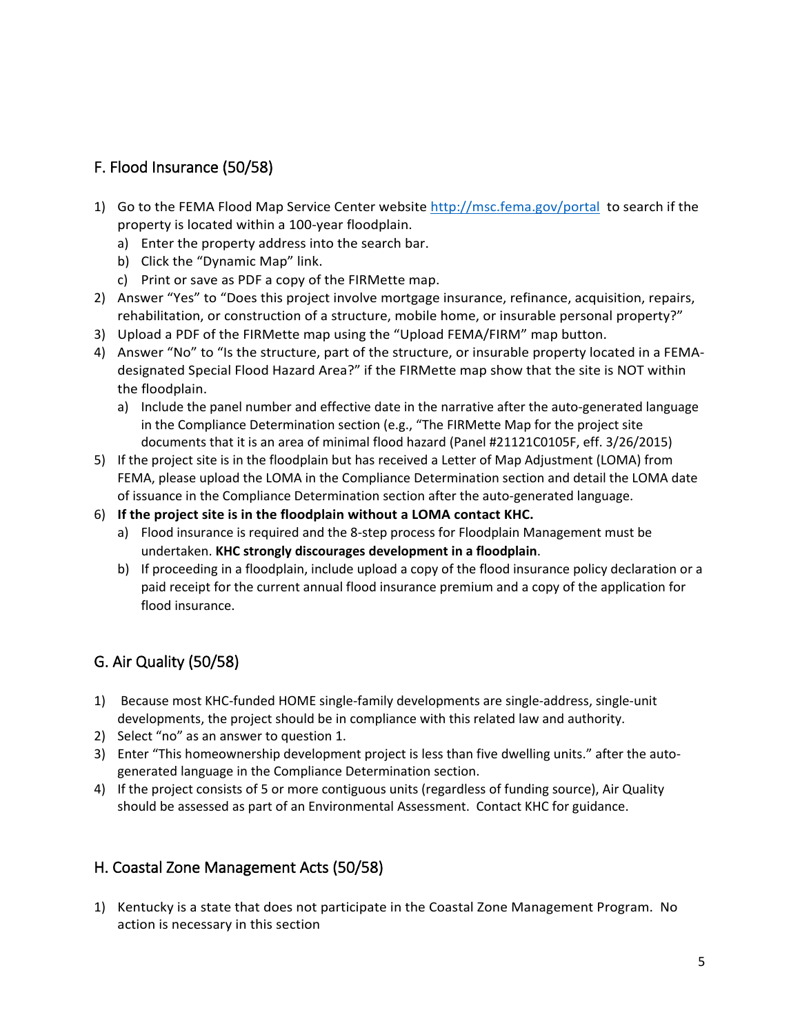## F. Flood Insurance (50/58)

1) Go to the FEMA Flood Map Service Center website http://msc.fema.gov/portal to search if the property is located within a 100-year floodplain.
   a) Enter the property address into the search bar.
   b) Click the “Dynamic Map” link.
   c) Print or save as PDF a copy of the FIRMette map.
2) Answer “Yes” to “Does this project involve mortgage insurance, refinance, acquisition, repairs, rehabilitation, or construction of a structure, mobile home, or insurable personal property?”
3) Upload a PDF of the FIRMette map using the “Upload FEMA/FIRM” map button.
4) Answer “No” to “Is the structure, part of the structure, or insurable property located in a FEMA-designated Special Flood Hazard Area?” if the FIRMette map show that the site is NOT within the floodplain.
   a) Include the panel number and effective date in the narrative after the auto-generated language in the Compliance Determination section (e.g., “The FIRMette Map for the project site documents that it is an area of minimal flood hazard (Panel #21121C0105F, eff. 3/26/2015)
5) If the project site is in the floodplain but has received a Letter of Map Adjustment (LOMA) from FEMA, please upload the LOMA in the Compliance Determination section and detail the LOMA date of issuance in the Compliance Determination section after the auto-generated language.
6) **If the project site is in the floodplain without a LOMA contact KHC.**
   a) Flood insurance is required and the 8-step process for Floodplain Management must be undertaken. **KHC strongly discourages development in a floodplain**.
   b) If proceeding in a floodplain, include upload a copy of the flood insurance policy declaration or a paid receipt for the current annual flood insurance premium and a copy of the application for flood insurance.

## G. Air Quality (50/58)

1) Because most KHC-funded HOME single-family developments are single-address, single-unit developments, the project should be in compliance with this related law and authority.
2) Select “no” as an answer to question 1.
3) Enter “This homeownership development project is less than five dwelling units.” after the auto-generated language in the Compliance Determination section.
4) If the project consists of 5 or more contiguous units (regardless of funding source), Air Quality should be assessed as part of an Environmental Assessment. Contact KHC for guidance.

## H. Coastal Zone Management Acts (50/58)

1) Kentucky is a state that does not participate in the Coastal Zone Management Program. No action is necessary in this section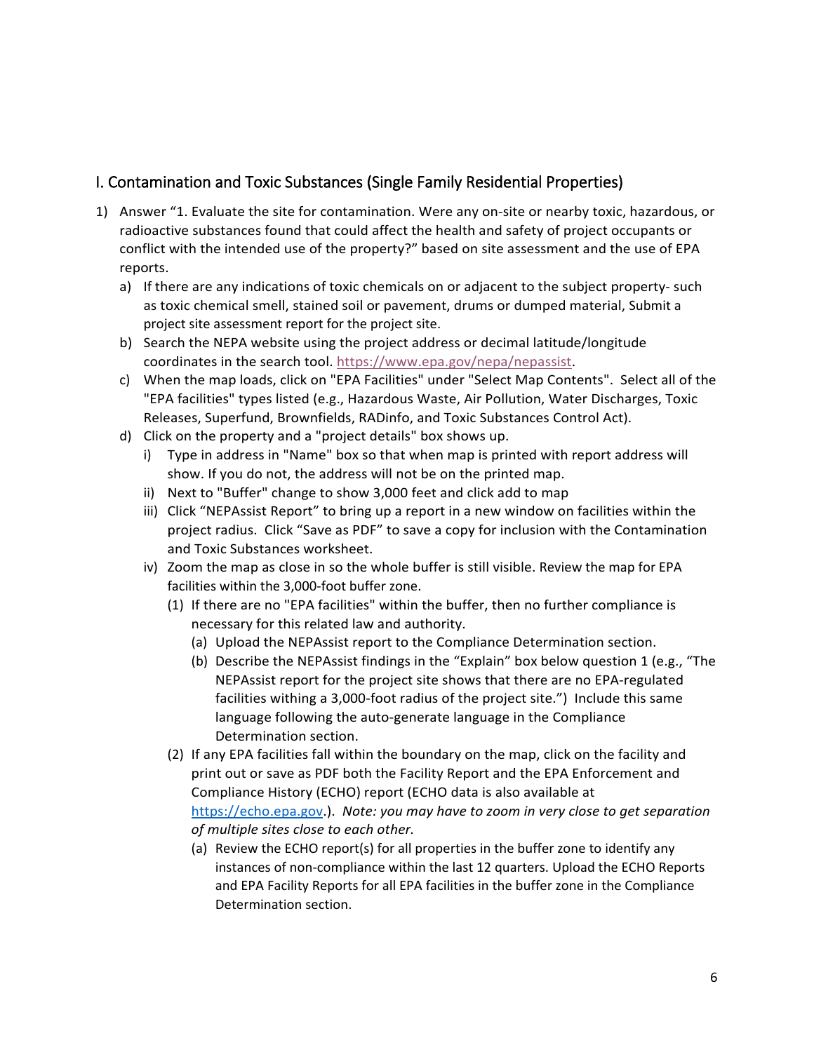## I. Contamination and Toxic Substances (Single Family Residential Properties)

1) Answer "1. Evaluate the site for contamination. Were any on-site or nearby toxic, hazardous, or radioactive substances found that could affect the health and safety of project occupants or conflict with the intended use of the property?" based on site assessment and the use of EPA reports.
   a) If there are any indications of toxic chemicals on or adjacent to the subject property- such as toxic chemical smell, stained soil or pavement, drums or dumped material, Submit a project site assessment report for the project site.
   b) Search the NEPA website using the project address or decimal latitude/longitude coordinates in the search tool. https://www.epa.gov/nepa/nepassist.
   c) When the map loads, click on "EPA Facilities" under "Select Map Contents". Select all of the "EPA facilities" types listed (e.g., Hazardous Waste, Air Pollution, Water Discharges, Toxic Releases, Superfund, Brownfields, RADinfo, and Toxic Substances Control Act).
   d) Click on the property and a "project details" box shows up.
      i) Type in address in "Name" box so that when map is printed with report address will show. If you do not, the address will not be on the printed map.
      ii) Next to "Buffer" change to show 3,000 feet and click add to map
      iii) Click "NEPAssist Report" to bring up a report in a new window on facilities within the project radius. Click "Save as PDF" to save a copy for inclusion with the Contamination and Toxic Substances worksheet.
      iv) Zoom the map as close in so the whole buffer is still visible. Review the map for EPA facilities within the 3,000-foot buffer zone.
         (1) If there are no "EPA facilities" within the buffer, then no further compliance is necessary for this related law and authority.
            (a) Upload the NEPAssist report to the Compliance Determination section.
            (b) Describe the NEPAssist findings in the "Explain" box below question 1 (e.g., "The NEPAssist report for the project site shows that there are no EPA-regulated facilities withing a 3,000-foot radius of the project site.") Include this same language following the auto-generate language in the Compliance Determination section.
         (2) If any EPA facilities fall within the boundary on the map, click on the facility and print out or save as PDF both the Facility Report and the EPA Enforcement and Compliance History (ECHO) report (ECHO data is also available at https://echo.epa.gov.). *Note: you may have to zoom in very close to get separation of multiple sites close to each other.*
            (a) Review the ECHO report(s) for all properties in the buffer zone to identify any instances of non-compliance within the last 12 quarters. Upload the ECHO Reports and EPA Facility Reports for all EPA facilities in the buffer zone in the Compliance Determination section.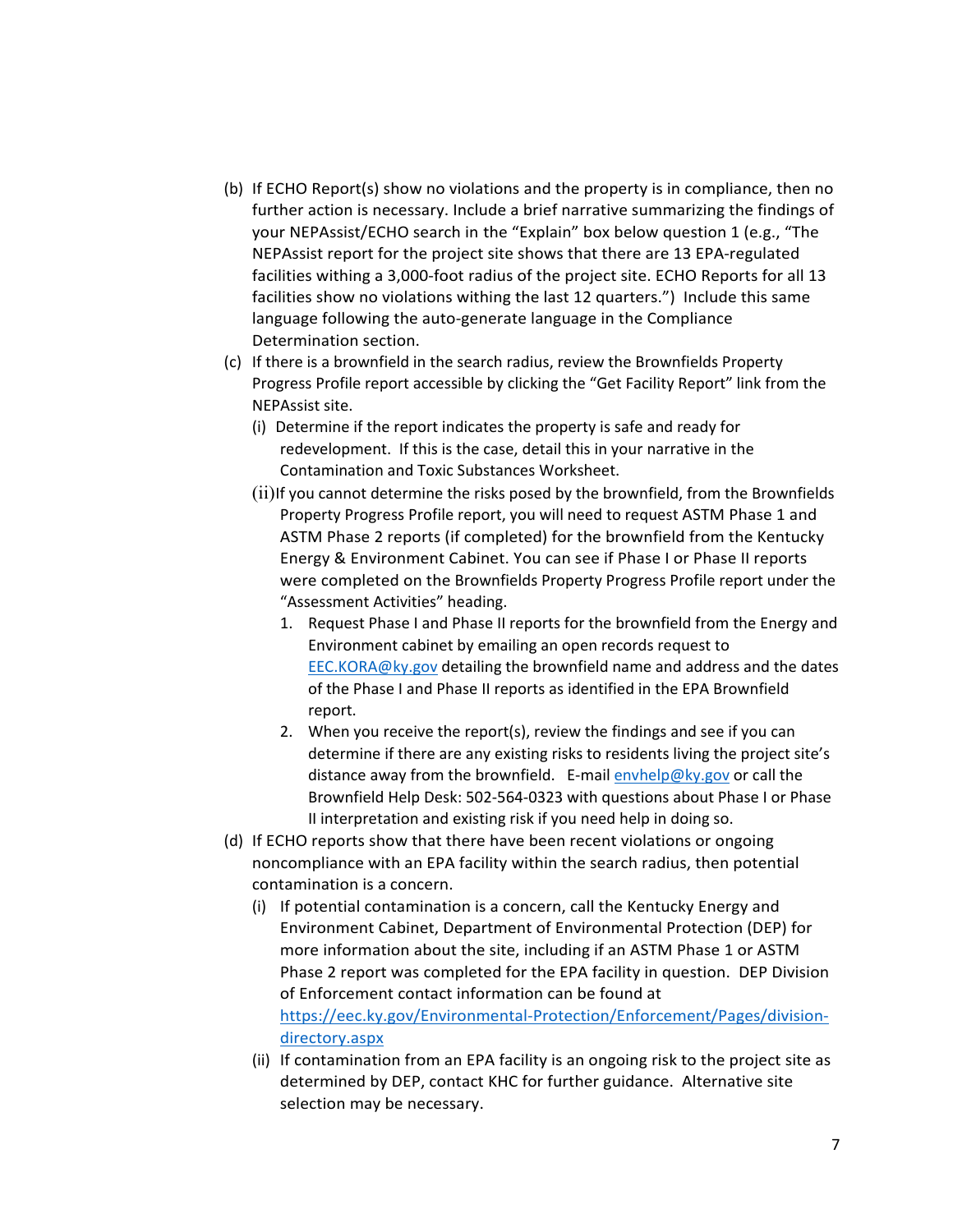(b) If ECHO Report(s) show no violations and the property is in compliance, then no further action is necessary. Include a brief narrative summarizing the findings of your NEPAssist/ECHO search in the "Explain" box below question 1 (e.g., "The NEPAssist report for the project site shows that there are 13 EPA-regulated facilities withing a 3,000-foot radius of the project site. ECHO Reports for all 13 facilities show no violations withing the last 12 quarters.") Include this same language following the auto-generate language in the Compliance Determination section.

(c) If there is a brownfield in the search radius, review the Brownfields Property Progress Profile report accessible by clicking the "Get Facility Report" link from the NEPAssist site.

   (i) Determine if the report indicates the property is safe and ready for redevelopment. If this is the case, detail this in your narrative in the Contamination and Toxic Substances Worksheet.

   (ii) If you cannot determine the risks posed by the brownfield, from the Brownfields Property Progress Profile report, you will need to request ASTM Phase 1 and ASTM Phase 2 reports (if completed) for the brownfield from the Kentucky Energy & Environment Cabinet. You can see if Phase I or Phase II reports were completed on the Brownfields Property Progress Profile report under the "Assessment Activities" heading.

      1. Request Phase I and Phase II reports for the brownfield from the Energy and Environment cabinet by emailing an open records request to EEC.KORA@ky.gov detailing the brownfield name and address and the dates of the Phase I and Phase II reports as identified in the EPA Brownfield report.
      2. When you receive the report(s), review the findings and see if you can determine if there are any existing risks to residents living the project site's distance away from the brownfield. E-mail envhelp@ky.gov or call the Brownfield Help Desk: 502-564-0323 with questions about Phase I or Phase II interpretation and existing risk if you need help in doing so.

(d) If ECHO reports show that there have been recent violations or ongoing noncompliance with an EPA facility within the search radius, then potential contamination is a concern.

   (i) If potential contamination is a concern, call the Kentucky Energy and Environment Cabinet, Department of Environmental Protection (DEP) for more information about the site, including if an ASTM Phase 1 or ASTM Phase 2 report was completed for the EPA facility in question. DEP Division of Enforcement contact information can be found at https://eec.ky.gov/Environmental-Protection/Enforcement/Pages/division-directory.aspx

   (ii) If contamination from an EPA facility is an ongoing risk to the project site as determined by DEP, contact KHC for further guidance. Alternative site selection may be necessary.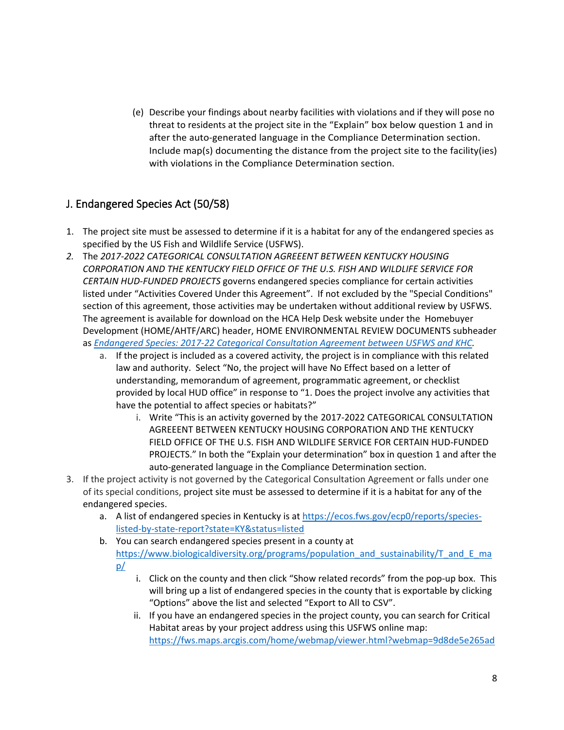(e) Describe your findings about nearby facilities with violations and if they will pose no threat to residents at the project site in the "Explain" box below question 1 and in after the auto-generated language in the Compliance Determination section. Include map(s) documenting the distance from the project site to the facility(ies) with violations in the Compliance Determination section.

## J. Endangered Species Act (50/58)

1. The project site must be assessed to determine if it is a habitat for any of the endangered species as specified by the US Fish and Wildlife Service (USFWS).
2. The *2017-2022 CATEGORICAL CONSULTATION AGREEENT BETWEEN KENTUCKY HOUSING CORPORATION AND THE KENTUCKY FIELD OFFICE OF THE U.S. FISH AND WILDLIFE SERVICE FOR CERTAIN HUD-FUNDED PROJECTS* governs endangered species compliance for certain activities listed under "Activities Covered Under this Agreement". If not excluded by the "Special Conditions" section of this agreement, those activities may be undertaken without additional review by USFWS. The agreement is available for download on the HCA Help Desk website under the Homebuyer Development (HOME/AHTF/ARC) header, HOME ENVIRONMENTAL REVIEW DOCUMENTS subheader as *Endangered Species: 2017-22 Categorical Consultation Agreement between USFWS and KHC.*
   a. If the project is included as a covered activity, the project is in compliance with this related law and authority. Select "No, the project will have No Effect based on a letter of understanding, memorandum of agreement, programmatic agreement, or checklist provided by local HUD office" in response to "1. Does the project involve any activities that have the potential to affect species or habitats?"
      i. Write "This is an activity governed by the 2017-2022 CATEGORICAL CONSULTATION AGREEENT BETWEEN KENTUCKY HOUSING CORPORATION AND THE KENTUCKY FIELD OFFICE OF THE U.S. FISH AND WILDLIFE SERVICE FOR CERTAIN HUD-FUNDED PROJECTS." In both the "Explain your determination" box in question 1 and after the auto-generated language in the Compliance Determination section.
3. If the project activity is not governed by the Categorical Consultation Agreement or falls under one of its special conditions, project site must be assessed to determine if it is a habitat for any of the endangered species.
   a. A list of endangered species in Kentucky is at https://ecos.fws.gov/ecp0/reports/species-listed-by-state-report?state=KY&status=listed
   b. You can search endangered species present in a county at https://www.biologicaldiversity.org/programs/population_and_sustainability/T_and_E_map/
      i. Click on the county and then click "Show related records" from the pop-up box. This will bring up a list of endangered species in the county that is exportable by clicking "Options" above the list and selected "Export to All to CSV".
      ii. If you have an endangered species in the project county, you can search for Critical Habitat areas by your project address using this USFWS online map: https://fws.maps.arcgis.com/home/webmap/viewer.html?webmap=9d8de5e265ad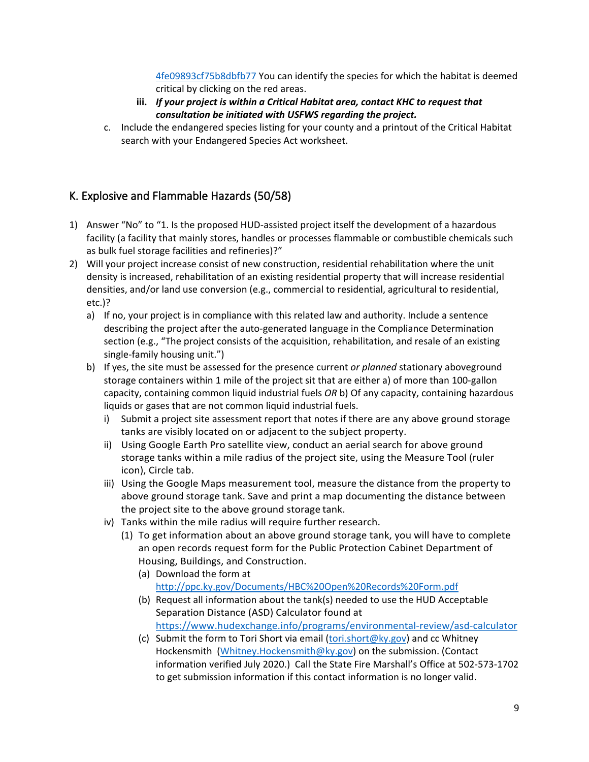4fe09893cf75b8dbfb77 You can identify the species for which the habitat is deemed critical by clicking on the red areas.

iii. ***If your project is within a Critical Habitat area, contact KHC to request that consultation be initiated with USFWS regarding the project.***

c. Include the endangered species listing for your county and a printout of the Critical Habitat search with your Endangered Species Act worksheet.

## K. Explosive and Flammable Hazards (50/58)

1) Answer "No" to "1. Is the proposed HUD-assisted project itself the development of a hazardous facility (a facility that mainly stores, handles or processes flammable or combustible chemicals such as bulk fuel storage facilities and refineries)?"
2) Will your project increase consist of new construction, residential rehabilitation where the unit density is increased, rehabilitation of an existing residential property that will increase residential densities, and/or land use conversion (e.g., commercial to residential, agricultural to residential, etc.)?
   a) If no, your project is in compliance with this related law and authority. Include a sentence describing the project after the auto-generated language in the Compliance Determination section (e.g., "The project consists of the acquisition, rehabilitation, and resale of an existing single-family housing unit.")
   b) If yes, the site must be assessed for the presence current *or planned* stationary aboveground storage containers within 1 mile of the project sit that are either a) of more than 100-gallon capacity, containing common liquid industrial fuels *OR* b) Of any capacity, containing hazardous liquids or gases that are not common liquid industrial fuels.
      i) Submit a project site assessment report that notes if there are any above ground storage tanks are visibly located on or adjacent to the subject property.
      ii) Using Google Earth Pro satellite view, conduct an aerial search for above ground storage tanks within a mile radius of the project site, using the Measure Tool (ruler icon), Circle tab.
      iii) Using the Google Maps measurement tool, measure the distance from the property to above ground storage tank. Save and print a map documenting the distance between the project site to the above ground storage tank.
      iv) Tanks within the mile radius will require further research.
         (1) To get information about an above ground storage tank, you will have to complete an open records request form for the Public Protection Cabinet Department of Housing, Buildings, and Construction.
            (a) Download the form at http://ppc.ky.gov/Documents/HBC%20Open%20Records%20Form.pdf
            (b) Request all information about the tank(s) needed to use the HUD Acceptable Separation Distance (ASD) Calculator found at https://www.hudexchange.info/programs/environmental-review/asd-calculator
            (c) Submit the form to Tori Short via email (tori.short@ky.gov) and cc Whitney Hockensmith (Whitney.Hockensmith@ky.gov) on the submission. (Contact information verified July 2020.) Call the State Fire Marshall's Office at 502-573-1702 to get submission information if this contact information is no longer valid.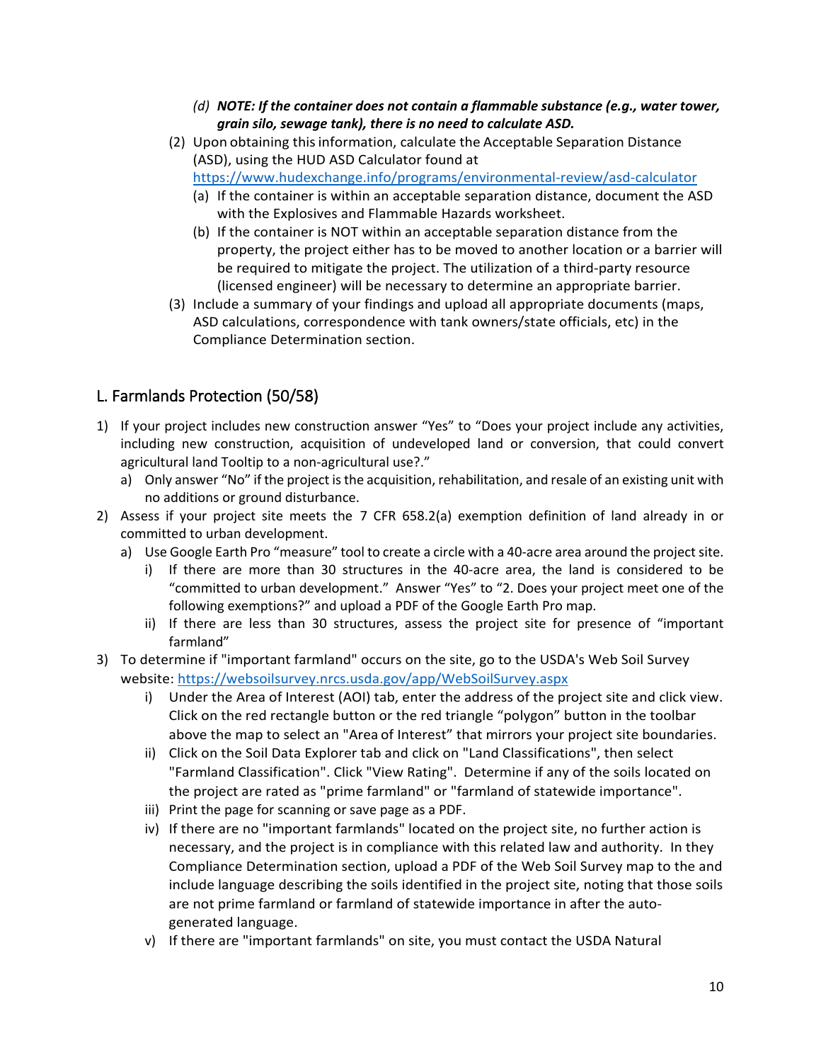(d) ***NOTE: If the container does not contain a flammable substance (e.g., water tower, grain silo, sewage tank), there is no need to calculate ASD.***

(2) Upon obtaining this information, calculate the Acceptable Separation Distance (ASD), using the HUD ASD Calculator found at https://www.hudexchange.info/programs/environmental-review/asd-calculator

(a) If the container is within an acceptable separation distance, document the ASD with the Explosives and Flammable Hazards worksheet.

(b) If the container is NOT within an acceptable separation distance from the property, the project either has to be moved to another location or a barrier will be required to mitigate the project. The utilization of a third-party resource (licensed engineer) will be necessary to determine an appropriate barrier.

(3) Include a summary of your findings and upload all appropriate documents (maps, ASD calculations, correspondence with tank owners/state officials, etc) in the Compliance Determination section.

## L. Farmlands Protection (50/58)

1) If your project includes new construction answer "Yes" to "Does your project include any activities, including new construction, acquisition of undeveloped land or conversion, that could convert agricultural land Tooltip to a non-agricultural use?."
   a) Only answer "No" if the project is the acquisition, rehabilitation, and resale of an existing unit with no additions or ground disturbance.
2) Assess if your project site meets the 7 CFR 658.2(a) exemption definition of land already in or committed to urban development.
   a) Use Google Earth Pro "measure" tool to create a circle with a 40-acre area around the project site.
      i) If there are more than 30 structures in the 40-acre area, the land is considered to be "committed to urban development." Answer "Yes" to "2. Does your project meet one of the following exemptions?" and upload a PDF of the Google Earth Pro map.
      ii) If there are less than 30 structures, assess the project site for presence of "important farmland"
3) To determine if "important farmland" occurs on the site, go to the USDA's Web Soil Survey website: https://websoilsurvey.nrcs.usda.gov/app/WebSoilSurvey.aspx
      i) Under the Area of Interest (AOI) tab, enter the address of the project site and click view. Click on the red rectangle button or the red triangle "polygon" button in the toolbar above the map to select an "Area of Interest" that mirrors your project site boundaries.
      ii) Click on the Soil Data Explorer tab and click on "Land Classifications", then select "Farmland Classification". Click "View Rating". Determine if any of the soils located on the project are rated as "prime farmland" or "farmland of statewide importance".
      iii) Print the page for scanning or save page as a PDF.
      iv) If there are no "important farmlands" located on the project site, no further action is necessary, and the project is in compliance with this related law and authority. In they Compliance Determination section, upload a PDF of the Web Soil Survey map to the and include language describing the soils identified in the project site, noting that those soils are not prime farmland or farmland of statewide importance in after the auto-generated language.
      v) If there are "important farmlands" on site, you must contact the USDA Natural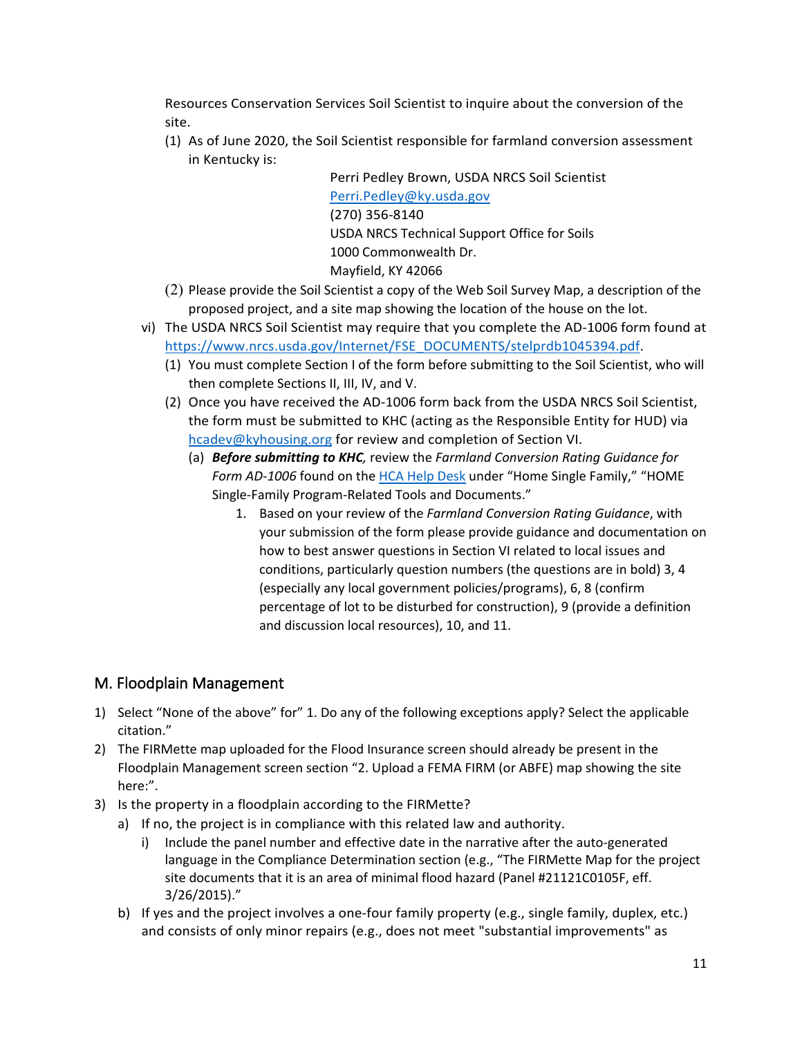Resources Conservation Services Soil Scientist to inquire about the conversion of the site.

(1) As of June 2020, the Soil Scientist responsible for farmland conversion assessment in Kentucky is:

Perri Pedley Brown, USDA NRCS Soil Scientist
Perri.Pedley@ky.usda.gov
(270) 356-8140
USDA NRCS Technical Support Office for Soils
1000 Commonwealth Dr.
Mayfield, KY 42066

(2) Please provide the Soil Scientist a copy of the Web Soil Survey Map, a description of the proposed project, and a site map showing the location of the house on the lot.

vi) The USDA NRCS Soil Scientist may require that you complete the AD-1006 form found at https://www.nrcs.usda.gov/Internet/FSE_DOCUMENTS/stelprdb1045394.pdf.

(1) You must complete Section I of the form before submitting to the Soil Scientist, who will then complete Sections II, III, IV, and V.

(2) Once you have received the AD-1006 form back from the USDA NRCS Soil Scientist, the form must be submitted to KHC (acting as the Responsible Entity for HUD) via hcadev@kyhousing.org for review and completion of Section VI.

(a) ***Before submitting to KHC***, review the *Farmland Conversion Rating Guidance for Form AD-1006* found on the HCA Help Desk under "Home Single Family," "HOME Single-Family Program-Related Tools and Documents."

1. Based on your review of the *Farmland Conversion Rating Guidance*, with your submission of the form please provide guidance and documentation on how to best answer questions in Section VI related to local issues and conditions, particularly question numbers (the questions are in bold) 3, 4 (especially any local government policies/programs), 6, 8 (confirm percentage of lot to be disturbed for construction), 9 (provide a definition and discussion local resources), 10, and 11.

## M. Floodplain Management

1) Select "None of the above" for" 1. Do any of the following exceptions apply? Select the applicable citation."
2) The FIRMette map uploaded for the Flood Insurance screen should already be present in the Floodplain Management screen section "2. Upload a FEMA FIRM (or ABFE) map showing the site here:".
3) Is the property in a floodplain according to the FIRMette?
   a) If no, the project is in compliance with this related law and authority.
      i) Include the panel number and effective date in the narrative after the auto-generated language in the Compliance Determination section (e.g., "The FIRMette Map for the project site documents that it is an area of minimal flood hazard (Panel #21121C0105F, eff. 3/26/2015)."
   b) If yes and the project involves a one-four family property (e.g., single family, duplex, etc.) and consists of only minor repairs (e.g., does not meet "substantial improvements" as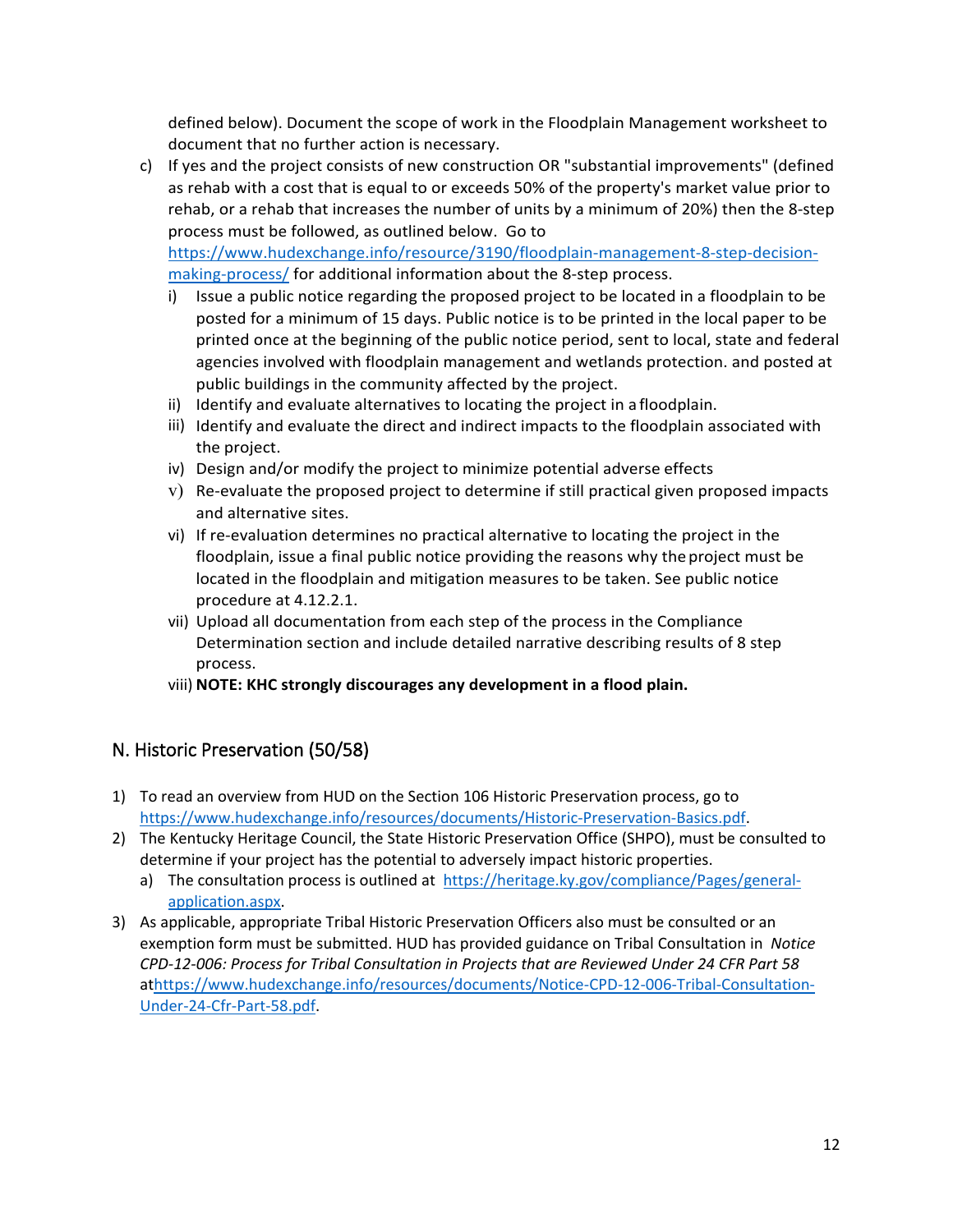defined below). Document the scope of work in the Floodplain Management worksheet to document that no further action is necessary.

c) If yes and the project consists of new construction OR "substantial improvements" (defined as rehab with a cost that is equal to or exceeds 50% of the property's market value prior to rehab, or a rehab that increases the number of units by a minimum of 20%) then the 8-step process must be followed, as outlined below. Go to https://www.hudexchange.info/resource/3190/floodplain-management-8-step-decision-making-process/ for additional information about the 8-step process.
   i) Issue a public notice regarding the proposed project to be located in a floodplain to be posted for a minimum of 15 days. Public notice is to be printed in the local paper to be printed once at the beginning of the public notice period, sent to local, state and federal agencies involved with floodplain management and wetlands protection. and posted at public buildings in the community affected by the project.
   ii) Identify and evaluate alternatives to locating the project in a floodplain.
   iii) Identify and evaluate the direct and indirect impacts to the floodplain associated with the project.
   iv) Design and/or modify the project to minimize potential adverse effects
   v) Re-evaluate the proposed project to determine if still practical given proposed impacts and alternative sites.
   vi) If re-evaluation determines no practical alternative to locating the project in the floodplain, issue a final public notice providing the reasons why the project must be located in the floodplain and mitigation measures to be taken. See public notice procedure at 4.12.2.1.
   vii) Upload all documentation from each step of the process in the Compliance Determination section and include detailed narrative describing results of 8 step process.
   viii) **NOTE: KHC strongly discourages any development in a flood plain.**

## N. Historic Preservation (50/58)

1) To read an overview from HUD on the Section 106 Historic Preservation process, go to https://www.hudexchange.info/resources/documents/Historic-Preservation-Basics.pdf.
2) The Kentucky Heritage Council, the State Historic Preservation Office (SHPO), must be consulted to determine if your project has the potential to adversely impact historic properties.
   a) The consultation process is outlined at https://heritage.ky.gov/compliance/Pages/general-application.aspx.
3) As applicable, appropriate Tribal Historic Preservation Officers also must be consulted or an exemption form must be submitted. HUD has provided guidance on Tribal Consultation in *Notice CPD-12-006: Process for Tribal Consultation in Projects that are Reviewed Under 24 CFR Part 58* at https://www.hudexchange.info/resources/documents/Notice-CPD-12-006-Tribal-Consultation-Under-24-Cfr-Part-58.pdf.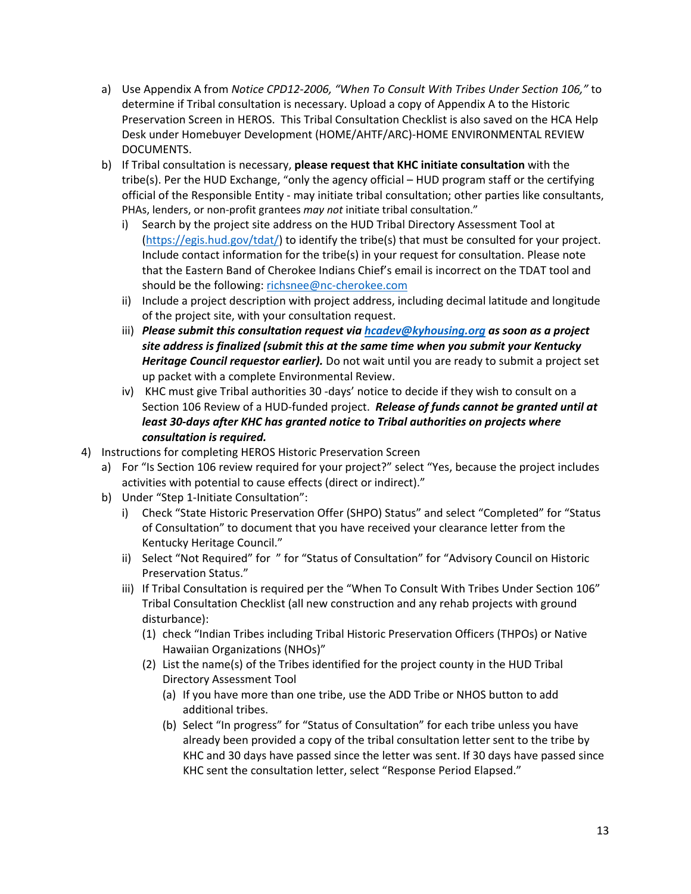a) Use Appendix A from *Notice CPD12-2006, "When To Consult With Tribes Under Section 106,"* to determine if Tribal consultation is necessary. Upload a copy of Appendix A to the Historic Preservation Screen in HEROS. This Tribal Consultation Checklist is also saved on the HCA Help Desk under Homebuyer Development (HOME/AHTF/ARC)-HOME ENVIRONMENTAL REVIEW DOCUMENTS.

b) If Tribal consultation is necessary, **please request that KHC initiate consultation** with the tribe(s). Per the HUD Exchange, "only the agency official – HUD program staff or the certifying official of the Responsible Entity - may initiate tribal consultation; other parties like consultants, PHAs, lenders, or non-profit grantees *may not* initiate tribal consultation."

   i) Search by the project site address on the HUD Tribal Directory Assessment Tool at (https://egis.hud.gov/tdat/) to identify the tribe(s) that must be consulted for your project. Include contact information for the tribe(s) in your request for consultation. Please note that the Eastern Band of Cherokee Indians Chief's email is incorrect on the TDAT tool and should be the following: richsnee@nc-cherokee.com

   ii) Include a project description with project address, including decimal latitude and longitude of the project site, with your consultation request.

   iii) ***Please submit this consultation request via hcadev@kyhousing.org as soon as a project site address is finalized (submit this at the same time when you submit your Kentucky Heritage Council requestor earlier).*** Do not wait until you are ready to submit a project set up packet with a complete Environmental Review.

   iv) KHC must give Tribal authorities 30 -days' notice to decide if they wish to consult on a Section 106 Review of a HUD-funded project. ***Release of funds cannot be granted until at least 30-days after KHC has granted notice to Tribal authorities on projects where consultation is required.***

4) Instructions for completing HEROS Historic Preservation Screen

   a) For "Is Section 106 review required for your project?" select "Yes, because the project includes activities with potential to cause effects (direct or indirect)."

   b) Under "Step 1-Initiate Consultation":

      i) Check "State Historic Preservation Offer (SHPO) Status" and select "Completed" for "Status of Consultation" to document that you have received your clearance letter from the Kentucky Heritage Council."

      ii) Select "Not Required" for " for "Status of Consultation" for "Advisory Council on Historic Preservation Status."

      iii) If Tribal Consultation is required per the "When To Consult With Tribes Under Section 106" Tribal Consultation Checklist (all new construction and any rehab projects with ground disturbance):

         (1) check "Indian Tribes including Tribal Historic Preservation Officers (THPOs) or Native Hawaiian Organizations (NHOs)"

         (2) List the name(s) of the Tribes identified for the project county in the HUD Tribal Directory Assessment Tool

            (a) If you have more than one tribe, use the ADD Tribe or NHOS button to add additional tribes.

            (b) Select "In progress" for "Status of Consultation" for each tribe unless you have already been provided a copy of the tribal consultation letter sent to the tribe by KHC and 30 days have passed since the letter was sent. If 30 days have passed since KHC sent the consultation letter, select "Response Period Elapsed."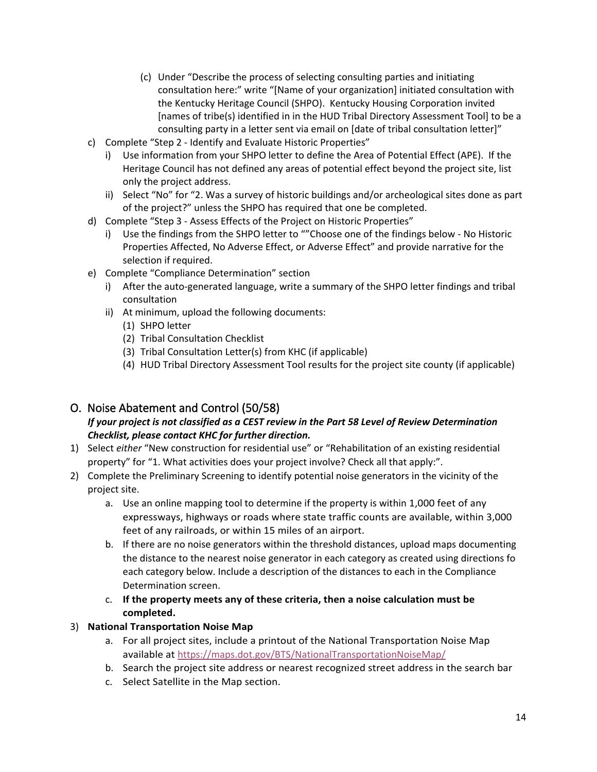(c) Under "Describe the process of selecting consulting parties and initiating consultation here:" write "[Name of your organization] initiated consultation with the Kentucky Heritage Council (SHPO). Kentucky Housing Corporation invited [names of tribe(s) identified in in the HUD Tribal Directory Assessment Tool] to be a consulting party in a letter sent via email on [date of tribal consultation letter]"

c) Complete "Step 2 - Identify and Evaluate Historic Properties"
   i) Use information from your SHPO letter to define the Area of Potential Effect (APE). If the Heritage Council has not defined any areas of potential effect beyond the project site, list only the project address.
   ii) Select "No" for "2. Was a survey of historic buildings and/or archeological sites done as part of the project?" unless the SHPO has required that one be completed.

d) Complete "Step 3 - Assess Effects of the Project on Historic Properties"
   i) Use the findings from the SHPO letter to ""Choose one of the findings below - No Historic Properties Affected, No Adverse Effect, or Adverse Effect" and provide narrative for the selection if required.

e) Complete "Compliance Determination" section
   i) After the auto-generated language, write a summary of the SHPO letter findings and tribal consultation
   ii) At minimum, upload the following documents:
      (1) SHPO letter
      (2) Tribal Consultation Checklist
      (3) Tribal Consultation Letter(s) from KHC (if applicable)
      (4) HUD Tribal Directory Assessment Tool results for the project site county (if applicable)

## O. Noise Abatement and Control (50/58)

***If your project is not classified as a CEST review in the Part 58 Level of Review Determination Checklist, please contact KHC for further direction.***

1) Select *either* "New construction for residential use" or "Rehabilitation of an existing residential property" for "1. What activities does your project involve? Check all that apply:".
2) Complete the Preliminary Screening to identify potential noise generators in the vicinity of the project site.
   a. Use an online mapping tool to determine if the property is within 1,000 feet of any expressways, highways or roads where state traffic counts are available, within 3,000 feet of any railroads, or within 15 miles of an airport.
   b. If there are no noise generators within the threshold distances, upload maps documenting the distance to the nearest noise generator in each category as created using directions fo each category below. Include a description of the distances to each in the Compliance Determination screen.
   c. **If the property meets any of these criteria, then a noise calculation must be completed.**
3) **National Transportation Noise Map**
   a. For all project sites, include a printout of the National Transportation Noise Map available at https://maps.dot.gov/BTS/NationalTransportationNoiseMap/
   b. Search the project site address or nearest recognized street address in the search bar
   c. Select Satellite in the Map section.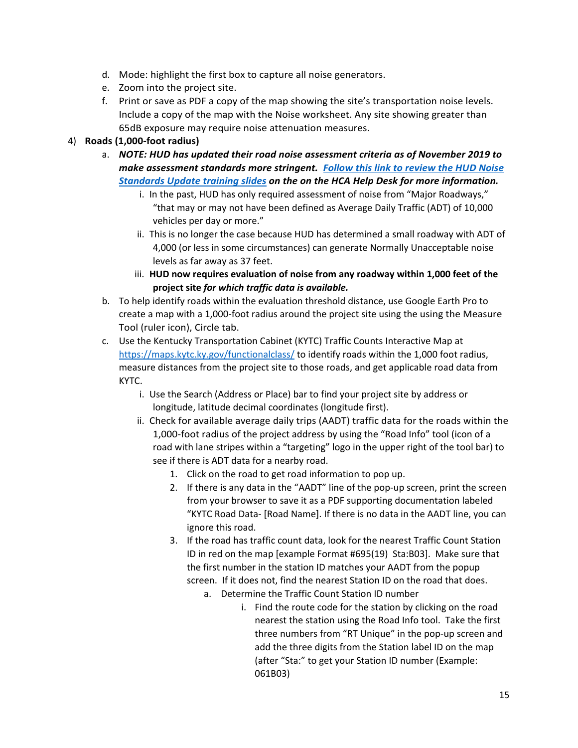d. Mode: highlight the first box to capture all noise generators.
e. Zoom into the project site.
f. Print or save as PDF a copy of the map showing the site's transportation noise levels. Include a copy of the map with the Noise worksheet. Any site showing greater than 65dB exposure may require noise attenuation measures.

4) **Roads (1,000-foot radius)**

   a. ***NOTE: HUD has updated their road noise assessment criteria as of November 2019 to make assessment standards more stringent. [Follow this link to review the HUD Noise Standards Update training slides](#) on the on the HCA Help Desk for more information.***

      i. In the past, HUD has only required assessment of noise from "Major Roadways," "that may or may not have been defined as Average Daily Traffic (ADT) of 10,000 vehicles per day or more."

      ii. This is no longer the case because HUD has determined a small roadway with ADT of 4,000 (or less in some circumstances) can generate Normally Unacceptable noise levels as far away as 37 feet.

      iii. **HUD now requires evaluation of noise from any roadway within 1,000 feet of the project site *for which traffic data is available.***

   b. To help identify roads within the evaluation threshold distance, use Google Earth Pro to create a map with a 1,000-foot radius around the project site using the using the Measure Tool (ruler icon), Circle tab.

   c. Use the Kentucky Transportation Cabinet (KYTC) Traffic Counts Interactive Map at https://maps.kytc.ky.gov/functionalclass/ to identify roads within the 1,000 foot radius, measure distances from the project site to those roads, and get applicable road data from KYTC.

      i. Use the Search (Address or Place) bar to find your project site by address or longitude, latitude decimal coordinates (longitude first).

      ii. Check for available average daily trips (AADT) traffic data for the roads within the 1,000-foot radius of the project address by using the "Road Info" tool (icon of a road with lane stripes within a "targeting" logo in the upper right of the tool bar) to see if there is ADT data for a nearby road.

         1. Click on the road to get road information to pop up.
         2. If there is any data in the "AADT" line of the pop-up screen, print the screen from your browser to save it as a PDF supporting documentation labeled "KYTC Road Data- [Road Name]. If there is no data in the AADT line, you can ignore this road.
         3. If the road has traffic count data, look for the nearest Traffic Count Station ID in red on the map [example Format #695(19) Sta:B03]. Make sure that the first number in the station ID matches your AADT from the popup screen. If it does not, find the nearest Station ID on the road that does.

            a. Determine the Traffic Count Station ID number

               i. Find the route code for the station by clicking on the road nearest the station using the Road Info tool. Take the first three numbers from "RT Unique" in the pop-up screen and add the three digits from the Station label ID on the map (after "Sta:" to get your Station ID number (Example: 061B03)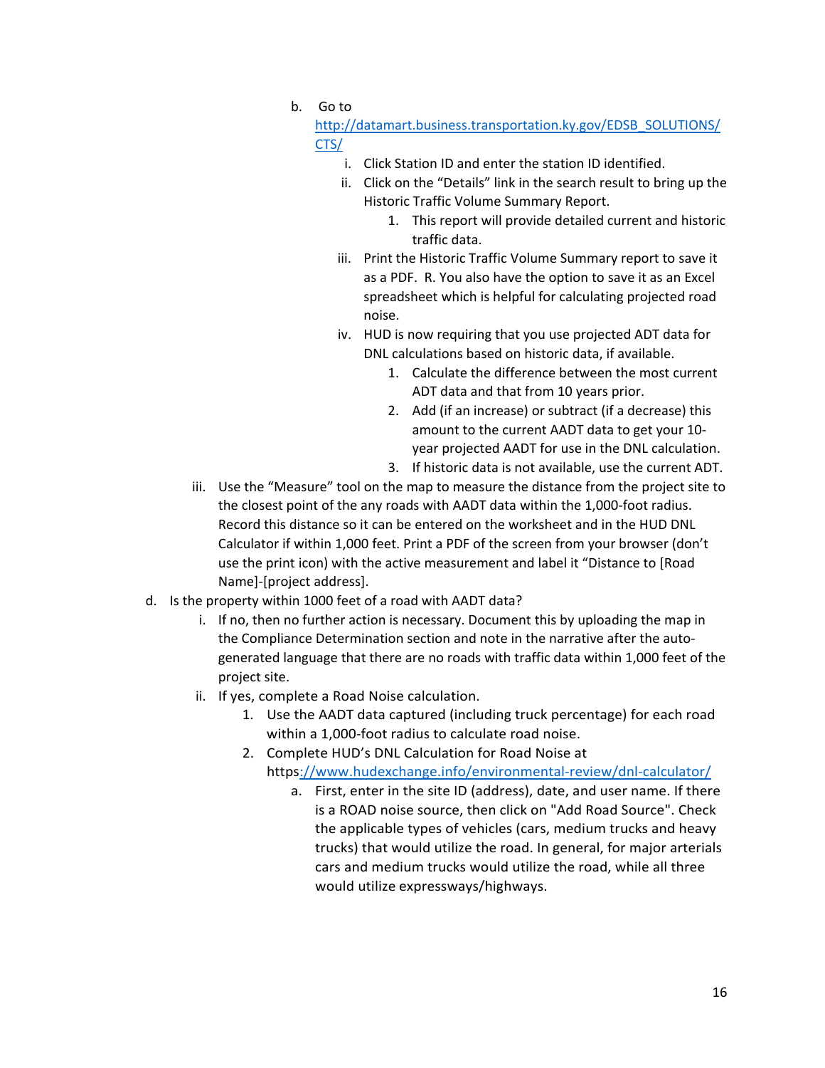b. Go to [http://datamart.business.transportation.ky.gov/EDSB_SOLUTIONS/CTS/](http://datamart.business.transportation.ky.gov/EDSB_SOLUTIONS/CTS/)
    i. Click Station ID and enter the station ID identified.
    ii. Click on the "Details" link in the search result to bring up the Historic Traffic Volume Summary Report.
        1. This report will provide detailed current and historic traffic data.
    iii. Print the Historic Traffic Volume Summary report to save it as a PDF. R. You also have the option to save it as an Excel spreadsheet which is helpful for calculating projected road noise.
    iv. HUD is now requiring that you use projected ADT data for DNL calculations based on historic data, if available.
        1. Calculate the difference between the most current ADT data and that from 10 years prior.
        2. Add (if an increase) or subtract (if a decrease) this amount to the current AADT data to get your 10-year projected AADT for use in the DNL calculation.
        3. If historic data is not available, use the current ADT.

iii. Use the "Measure" tool on the map to measure the distance from the project site to the closest point of the any roads with AADT data within the 1,000-foot radius. Record this distance so it can be entered on the worksheet and in the HUD DNL Calculator if within 1,000 feet. Print a PDF of the screen from your browser (don't use the print icon) with the active measurement and label it "Distance to [Road Name]-[project address].

d. Is the property within 1000 feet of a road with AADT data?
    i. If no, then no further action is necessary. Document this by uploading the map in the Compliance Determination section and note in the narrative after the auto-generated language that there are no roads with traffic data within 1,000 feet of the project site.
    ii. If yes, complete a Road Noise calculation.
        1. Use the AADT data captured (including truck percentage) for each road within a 1,000-foot radius to calculate road noise.
        2. Complete HUD's DNL Calculation for Road Noise at https[://www.hudexchange.info/environmental-review/dnl-calculator/](https://www.hudexchange.info/environmental-review/dnl-calculator/)
            a. First, enter in the site ID (address), date, and user name. If there is a ROAD noise source, then click on "Add Road Source". Check the applicable types of vehicles (cars, medium trucks and heavy trucks) that would utilize the road. In general, for major arterials cars and medium trucks would utilize the road, while all three would utilize expressways/highways.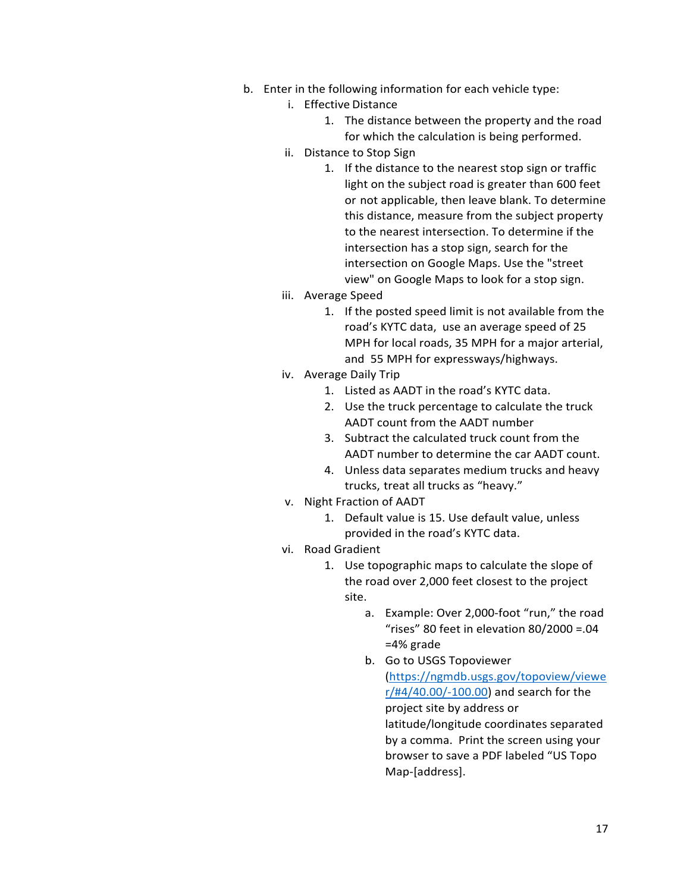b. Enter in the following information for each vehicle type:

   i. Effective Distance

      1. The distance between the property and the road for which the calculation is being performed.

   ii. Distance to Stop Sign

      1. If the distance to the nearest stop sign or traffic light on the subject road is greater than 600 feet or not applicable, then leave blank. To determine this distance, measure from the subject property to the nearest intersection. To determine if the intersection has a stop sign, search for the intersection on Google Maps. Use the "street view" on Google Maps to look for a stop sign.

   iii. Average Speed

      1. If the posted speed limit is not available from the road's KYTC data, use an average speed of 25 MPH for local roads, 35 MPH for a major arterial, and 55 MPH for expressways/highways.

   iv. Average Daily Trip

      1. Listed as AADT in the road's KYTC data.
      2. Use the truck percentage to calculate the truck AADT count from the AADT number
      3. Subtract the calculated truck count from the AADT number to determine the car AADT count.
      4. Unless data separates medium trucks and heavy trucks, treat all trucks as "heavy."

   v. Night Fraction of AADT

      1. Default value is 15. Use default value, unless provided in the road's KYTC data.

   vi. Road Gradient

      1. Use topographic maps to calculate the slope of the road over 2,000 feet closest to the project site.

         a. Example: Over 2,000-foot "run," the road "rises" 80 feet in elevation 80/2000 =.04 =4% grade

         b. Go to USGS Topoviewer (https://ngmdb.usgs.gov/topoview/viewer/#4/40.00/-100.00) and search for the project site by address or latitude/longitude coordinates separated by a comma. Print the screen using your browser to save a PDF labeled "US Topo Map-[address].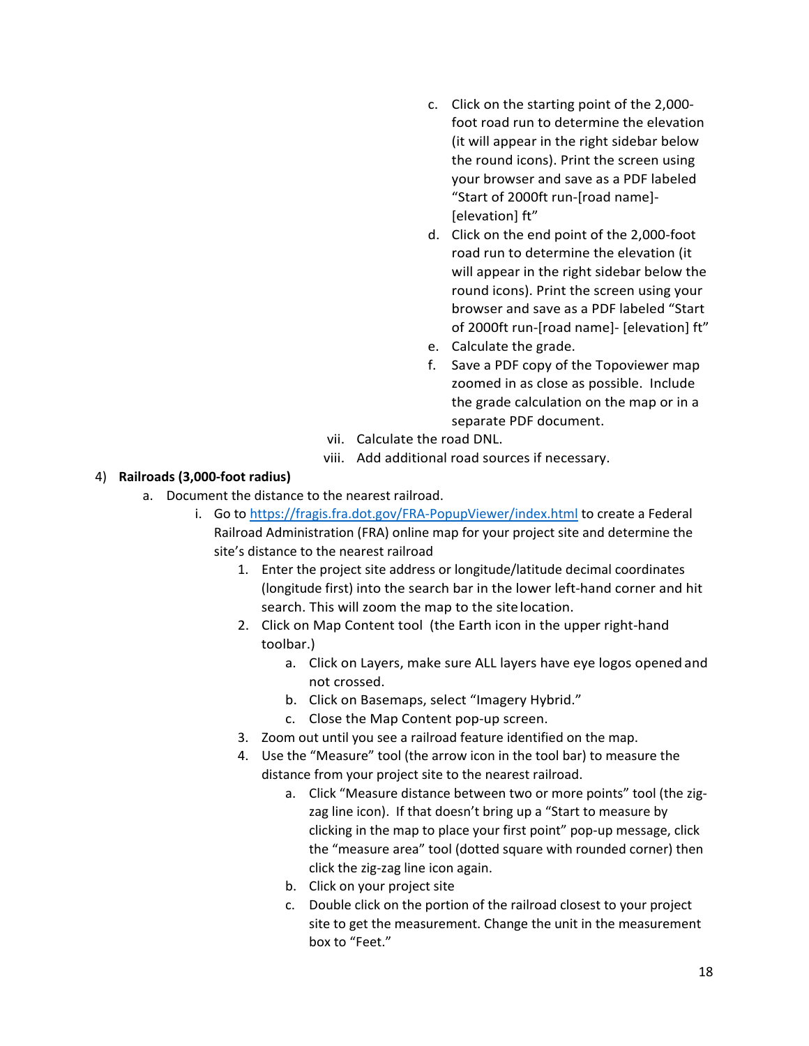c. Click on the starting point of the 2,000-foot road run to determine the elevation (it will appear in the right sidebar below the round icons). Print the screen using your browser and save as a PDF labeled "Start of 2000ft run-[road name]-[elevation] ft"
d. Click on the end point of the 2,000-foot road run to determine the elevation (it will appear in the right sidebar below the round icons). Print the screen using your browser and save as a PDF labeled "Start of 2000ft run-[road name]- [elevation] ft"
e. Calculate the grade.
f. Save a PDF copy of the Topoviewer map zoomed in as close as possible. Include the grade calculation on the map or in a separate PDF document.

vii. Calculate the road DNL.
viii. Add additional road sources if necessary.

4) **Railroads (3,000-foot radius)**
   a. Document the distance to the nearest railroad.
      i. Go to [https://fragis.fra.dot.gov/FRA-PopupViewer/index.html](https://fragis.fra.dot.gov/FRA-PopupViewer/index.html) to create a Federal Railroad Administration (FRA) online map for your project site and determine the site's distance to the nearest railroad
         1. Enter the project site address or longitude/latitude decimal coordinates (longitude first) into the search bar in the lower left-hand corner and hit search. This will zoom the map to the site location.
         2. Click on Map Content tool (the Earth icon in the upper right-hand toolbar.)
            a. Click on Layers, make sure ALL layers have eye logos opened and not crossed.
            b. Click on Basemaps, select "Imagery Hybrid."
            c. Close the Map Content pop-up screen.
         3. Zoom out until you see a railroad feature identified on the map.
         4. Use the "Measure" tool (the arrow icon in the tool bar) to measure the distance from your project site to the nearest railroad.
            a. Click "Measure distance between two or more points" tool (the zig-zag line icon). If that doesn't bring up a "Start to measure by clicking in the map to place your first point" pop-up message, click the "measure area" tool (dotted square with rounded corner) then click the zig-zag line icon again.
            b. Click on your project site
            c. Double click on the portion of the railroad closest to your project site to get the measurement. Change the unit in the measurement box to "Feet."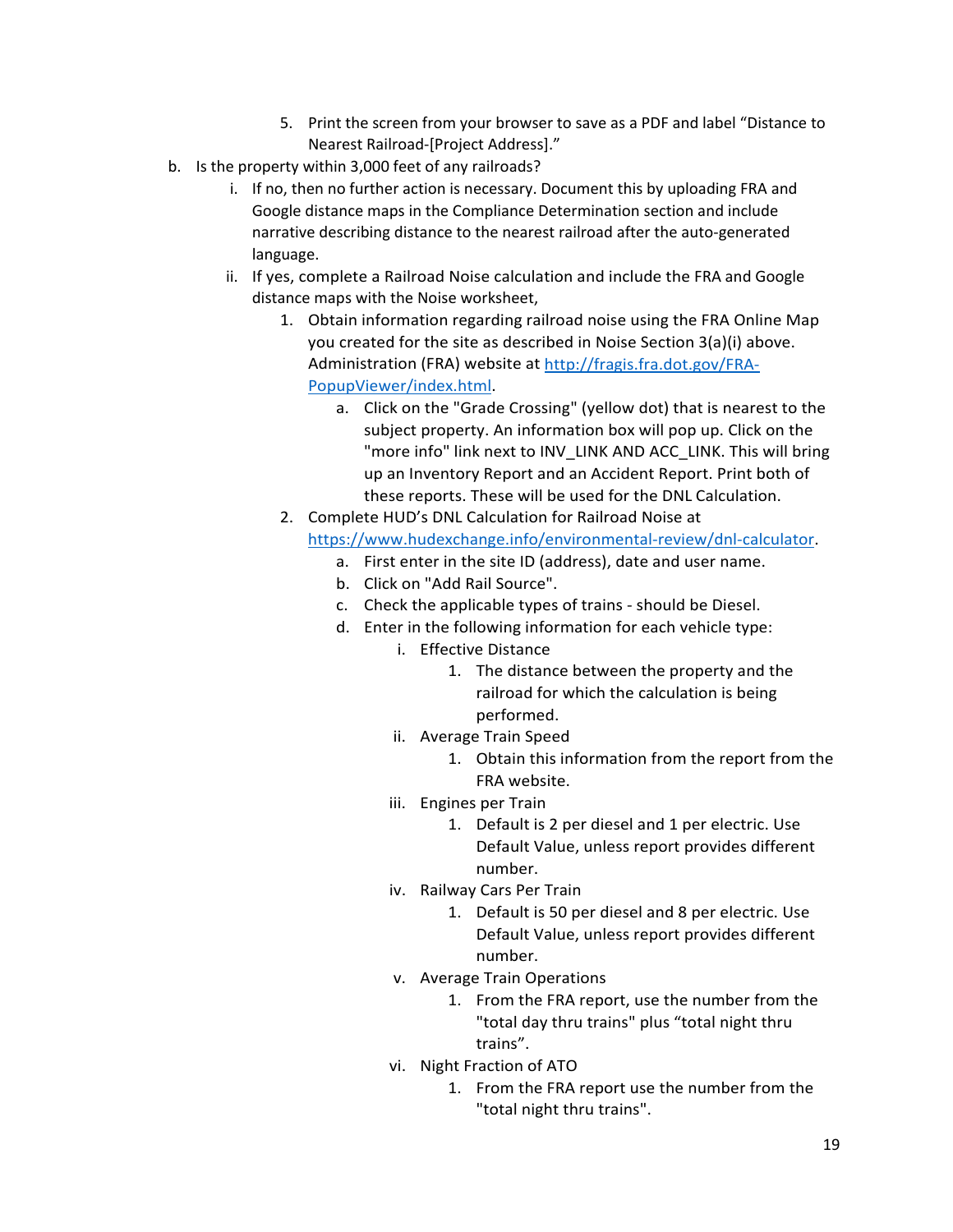5. Print the screen from your browser to save as a PDF and label "Distance to Nearest Railroad-[Project Address]."

b. Is the property within 3,000 feet of any railroads?
   i. If no, then no further action is necessary. Document this by uploading FRA and Google distance maps in the Compliance Determination section and include narrative describing distance to the nearest railroad after the auto-generated language.
   ii. If yes, complete a Railroad Noise calculation and include the FRA and Google distance maps with the Noise worksheet,
      1. Obtain information regarding railroad noise using the FRA Online Map you created for the site as described in Noise Section 3(a)(i) above. Administration (FRA) website at [http://fragis.fra.dot.gov/FRA-PopupViewer/index.html](http://fragis.fra.dot.gov/FRA-PopupViewer/index.html).
         a. Click on the "Grade Crossing" (yellow dot) that is nearest to the subject property. An information box will pop up. Click on the "more info" link next to INV_LINK AND ACC_LINK. This will bring up an Inventory Report and an Accident Report. Print both of these reports. These will be used for the DNL Calculation.
      2. Complete HUD's DNL Calculation for Railroad Noise at [https://www.hudexchange.info/environmental-review/dnl-calculator](https://www.hudexchange.info/environmental-review/dnl-calculator).
         a. First enter in the site ID (address), date and user name.
         b. Click on "Add Rail Source".
         c. Check the applicable types of trains - should be Diesel.
         d. Enter in the following information for each vehicle type:
            i. Effective Distance
               1. The distance between the property and the railroad for which the calculation is being performed.
            ii. Average Train Speed
               1. Obtain this information from the report from the FRA website.
            iii. Engines per Train
               1. Default is 2 per diesel and 1 per electric. Use Default Value, unless report provides different number.
            iv. Railway Cars Per Train
               1. Default is 50 per diesel and 8 per electric. Use Default Value, unless report provides different number.
            v. Average Train Operations
               1. From the FRA report, use the number from the "total day thru trains" plus "total night thru trains".
            vi. Night Fraction of ATO
               1. From the FRA report use the number from the "total night thru trains".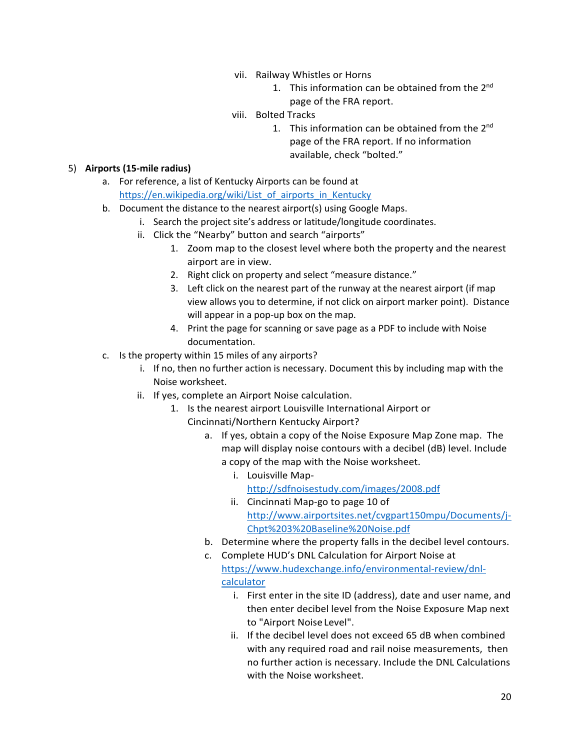vii. Railway Whistles or Horns
   1. This information can be obtained from the 2nd page of the FRA report.

viii. Bolted Tracks
   1. This information can be obtained from the 2nd page of the FRA report. If no information available, check "bolted."

5) **Airports (15-mile radius)**
   a. For reference, a list of Kentucky Airports can be found at https://en.wikipedia.org/wiki/List_of_airports_in_Kentucky
   b. Document the distance to the nearest airport(s) using Google Maps.
      i. Search the project site's address or latitude/longitude coordinates.
      ii. Click the "Nearby" button and search "airports"
         1. Zoom map to the closest level where both the property and the nearest airport are in view.
         2. Right click on property and select "measure distance."
         3. Left click on the nearest part of the runway at the nearest airport (if map view allows you to determine, if not click on airport marker point). Distance will appear in a pop-up box on the map.
         4. Print the page for scanning or save page as a PDF to include with Noise documentation.
   c. Is the property within 15 miles of any airports?
      i. If no, then no further action is necessary. Document this by including map with the Noise worksheet.
      ii. If yes, complete an Airport Noise calculation.
         1. Is the nearest airport Louisville International Airport or Cincinnati/Northern Kentucky Airport?
            a. If yes, obtain a copy of the Noise Exposure Map Zone map. The map will display noise contours with a decibel (dB) level. Include a copy of the map with the Noise worksheet.
               i. Louisville Map- http://sdfnoisestudy.com/images/2008.pdf
               ii. Cincinnati Map-go to page 10 of http://www.airportsites.net/cvgpart150mpu/Documents/j-Chpt%203%20Baseline%20Noise.pdf
            b. Determine where the property falls in the decibel level contours.
            c. Complete HUD's DNL Calculation for Airport Noise at https://www.hudexchange.info/environmental-review/dnl-calculator
               i. First enter in the site ID (address), date and user name, and then enter decibel level from the Noise Exposure Map next to "Airport Noise Level".
               ii. If the decibel level does not exceed 65 dB when combined with any required road and rail noise measurements, then no further action is necessary. Include the DNL Calculations with the Noise worksheet.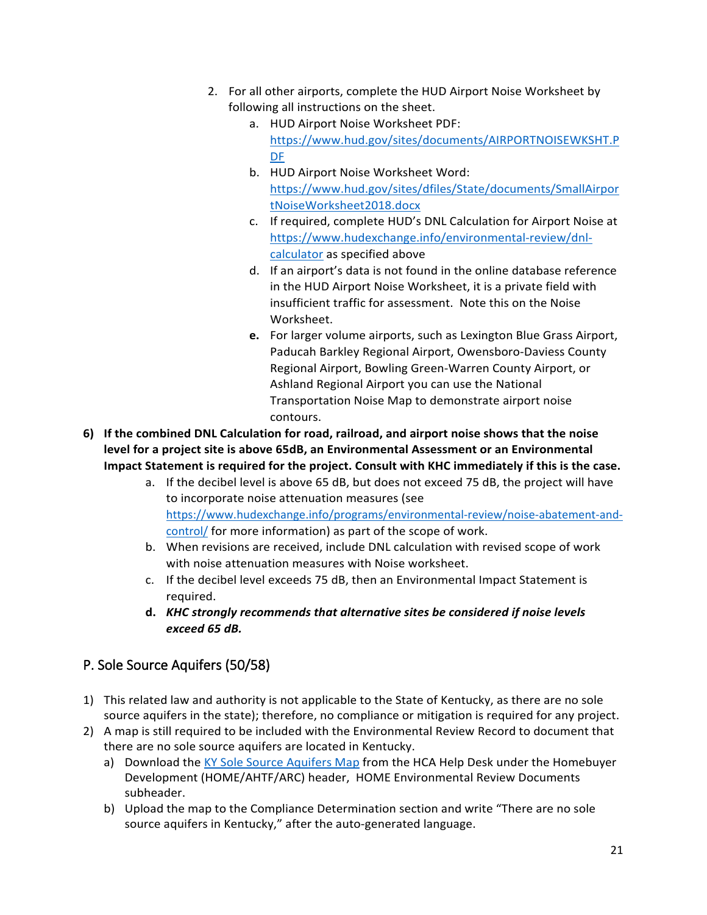2. For all other airports, complete the HUD Airport Noise Worksheet by following all instructions on the sheet.
    a. HUD Airport Noise Worksheet PDF: [https://www.hud.gov/sites/documents/AIRPORTNOISEWKSHT.PDF](https://www.hud.gov/sites/documents/AIRPORTNOISEWKSHT.PDF)
    b. HUD Airport Noise Worksheet Word: [https://www.hud.gov/sites/dfiles/State/documents/SmallAirportNoiseWorksheet2018.docx](https://www.hud.gov/sites/dfiles/State/documents/SmallAirportNoiseWorksheet2018.docx)
    c. If required, complete HUD's DNL Calculation for Airport Noise at [https://www.hudexchange.info/environmental-review/dnl-calculator](https://www.hudexchange.info/environmental-review/dnl-calculator) as specified above
    d. If an airport's data is not found in the online database reference in the HUD Airport Noise Worksheet, it is a private field with insufficient traffic for assessment. Note this on the Noise Worksheet.
    **e.** For larger volume airports, such as Lexington Blue Grass Airport, Paducah Barkley Regional Airport, Owensboro-Daviess County Regional Airport, Bowling Green-Warren County Airport, or Ashland Regional Airport you can use the National Transportation Noise Map to demonstrate airport noise contours.

**6) If the combined DNL Calculation for road, railroad, and airport noise shows that the noise level for a project site is above 65dB, an Environmental Assessment or an Environmental Impact Statement is required for the project. Consult with KHC immediately if this is the case.**
   a. If the decibel level is above 65 dB, but does not exceed 75 dB, the project will have to incorporate noise attenuation measures (see [https://www.hudexchange.info/programs/environmental-review/noise-abatement-and-control/](https://www.hudexchange.info/programs/environmental-review/noise-abatement-and-control/) for more information) as part of the scope of work.
   b. When revisions are received, include DNL calculation with revised scope of work with noise attenuation measures with Noise worksheet.
   c. If the decibel level exceeds 75 dB, then an Environmental Impact Statement is required.
   **d.** ***KHC strongly recommends that alternative sites be considered if noise levels exceed 65 dB.***

## P. Sole Source Aquifers (50/58)

1) This related law and authority is not applicable to the State of Kentucky, as there are no sole source aquifers in the state); therefore, no compliance or mitigation is required for any project.
2) A map is still required to be included with the Environmental Review Record to document that there are no sole source aquifers are located in Kentucky.
   a) Download the KY Sole Source Aquifers Map from the HCA Help Desk under the Homebuyer Development (HOME/AHTF/ARC) header, HOME Environmental Review Documents subheader.
   b) Upload the map to the Compliance Determination section and write "There are no sole source aquifers in Kentucky," after the auto-generated language.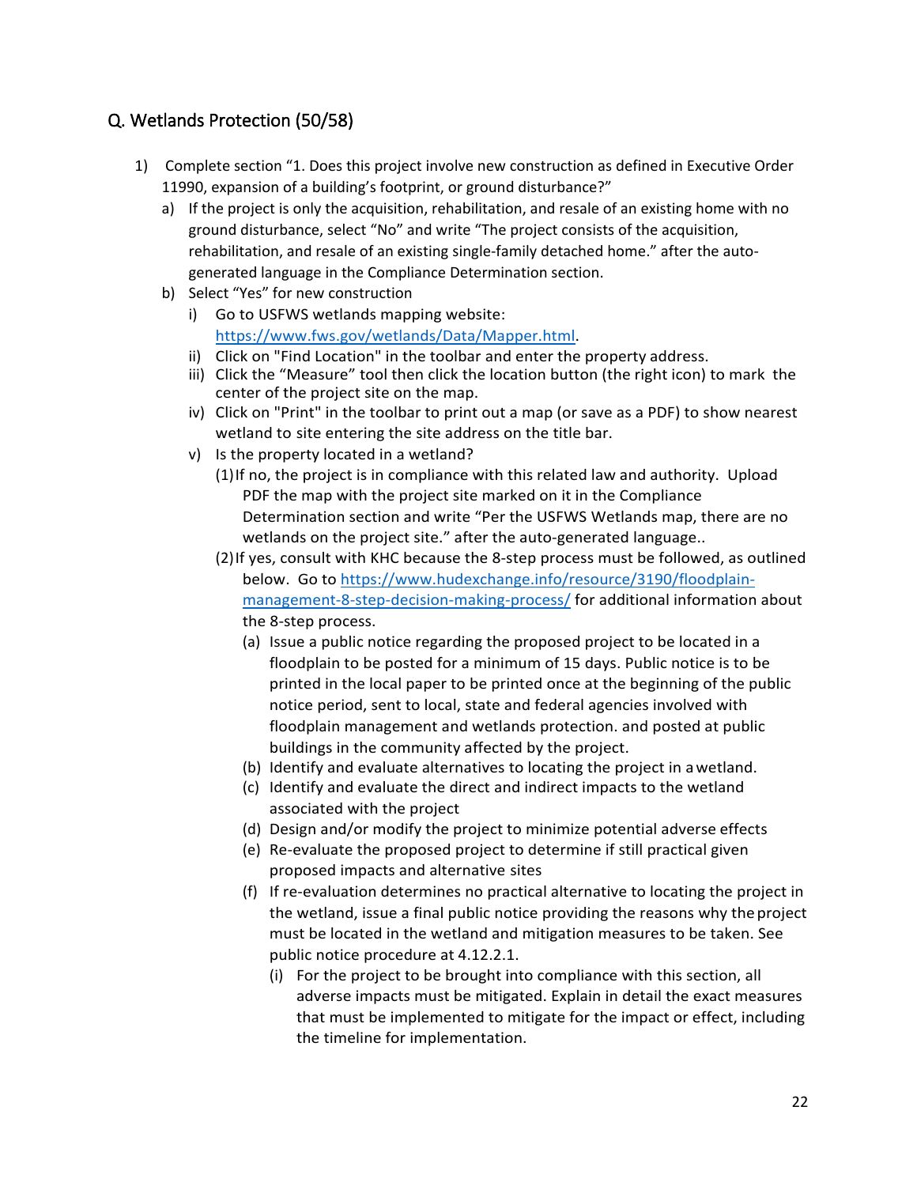## Q. Wetlands Protection (50/58)

1) Complete section “1. Does this project involve new construction as defined in Executive Order 11990, expansion of a building’s footprint, or ground disturbance?”
   a) If the project is only the acquisition, rehabilitation, and resale of an existing home with no ground disturbance, select “No” and write “The project consists of the acquisition, rehabilitation, and resale of an existing single-family detached home.” after the auto-generated language in the Compliance Determination section.
   b) Select “Yes” for new construction
      i) Go to USFWS wetlands mapping website: [https://www.fws.gov/wetlands/Data/Mapper.html](https://www.fws.gov/wetlands/Data/Mapper.html).
      ii) Click on "Find Location" in the toolbar and enter the property address.
      iii) Click the “Measure” tool then click the location button (the right icon) to mark the center of the project site on the map.
      iv) Click on "Print" in the toolbar to print out a map (or save as a PDF) to show nearest wetland to site entering the site address on the title bar.
      v) Is the property located in a wetland?
         (1) If no, the project is in compliance with this related law and authority. Upload PDF the map with the project site marked on it in the Compliance Determination section and write “Per the USFWS Wetlands map, there are no wetlands on the project site.” after the auto-generated language..
         (2) If yes, consult with KHC because the 8-step process must be followed, as outlined below. Go to [https://www.hudexchange.info/resource/3190/floodplain-management-8-step-decision-making-process/](https://www.hudexchange.info/resource/3190/floodplain-management-8-step-decision-making-process/) for additional information about the 8-step process.
            (a) Issue a public notice regarding the proposed project to be located in a floodplain to be posted for a minimum of 15 days. Public notice is to be printed in the local paper to be printed once at the beginning of the public notice period, sent to local, state and federal agencies involved with floodplain management and wetlands protection. and posted at public buildings in the community affected by the project.
            (b) Identify and evaluate alternatives to locating the project in a wetland.
            (c) Identify and evaluate the direct and indirect impacts to the wetland associated with the project
            (d) Design and/or modify the project to minimize potential adverse effects
            (e) Re-evaluate the proposed project to determine if still practical given proposed impacts and alternative sites
            (f) If re-evaluation determines no practical alternative to locating the project in the wetland, issue a final public notice providing the reasons why the project must be located in the wetland and mitigation measures to be taken. See public notice procedure at 4.12.2.1.
               (i) For the project to be brought into compliance with this section, all adverse impacts must be mitigated. Explain in detail the exact measures that must be implemented to mitigate for the impact or effect, including the timeline for implementation.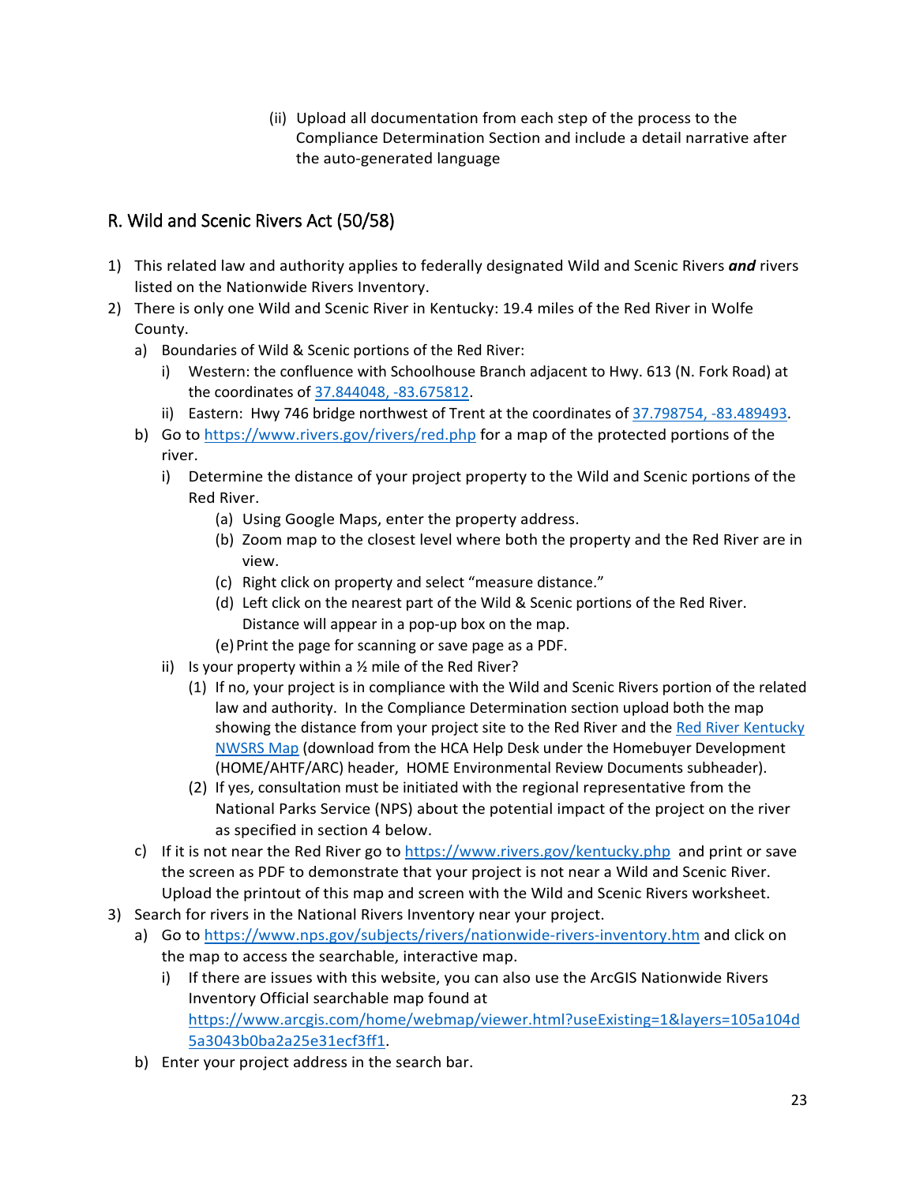(ii) Upload all documentation from each step of the process to the Compliance Determination Section and include a detail narrative after the auto-generated language

## R. Wild and Scenic Rivers Act (50/58)

1) This related law and authority applies to federally designated Wild and Scenic Rivers ***and*** rivers listed on the Nationwide Rivers Inventory.
2) There is only one Wild and Scenic River in Kentucky: 19.4 miles of the Red River in Wolfe County.
   a) Boundaries of Wild & Scenic portions of the Red River:
      i) Western: the confluence with Schoolhouse Branch adjacent to Hwy. 613 (N. Fork Road) at the coordinates of 37.844048, -83.675812.
      ii) Eastern: Hwy 746 bridge northwest of Trent at the coordinates of 37.798754, -83.489493.
   b) Go to https://www.rivers.gov/rivers/red.php for a map of the protected portions of the river.
      i) Determine the distance of your project property to the Wild and Scenic portions of the Red River.
         (a) Using Google Maps, enter the property address.
         (b) Zoom map to the closest level where both the property and the Red River are in view.
         (c) Right click on property and select "measure distance."
         (d) Left click on the nearest part of the Wild & Scenic portions of the Red River. Distance will appear in a pop-up box on the map.
         (e) Print the page for scanning or save page as a PDF.
      ii) Is your property within a ½ mile of the Red River?
         (1) If no, your project is in compliance with the Wild and Scenic Rivers portion of the related law and authority. In the Compliance Determination section upload both the map showing the distance from your project site to the Red River and the Red River Kentucky NWSRS Map (download from the HCA Help Desk under the Homebuyer Development (HOME/AHTF/ARC) header, HOME Environmental Review Documents subheader).
         (2) If yes, consultation must be initiated with the regional representative from the National Parks Service (NPS) about the potential impact of the project on the river as specified in section 4 below.
   c) If it is not near the Red River go to https://www.rivers.gov/kentucky.php and print or save the screen as PDF to demonstrate that your project is not near a Wild and Scenic River. Upload the printout of this map and screen with the Wild and Scenic Rivers worksheet.
3) Search for rivers in the National Rivers Inventory near your project.
   a) Go to https://www.nps.gov/subjects/rivers/nationwide-rivers-inventory.htm and click on the map to access the searchable, interactive map.
      i) If there are issues with this website, you can also use the ArcGIS Nationwide Rivers Inventory Official searchable map found at https://www.arcgis.com/home/webmap/viewer.html?useExisting=1&layers=105a104d5a3043b0ba2a25e31ecf3ff1.
   b) Enter your project address in the search bar.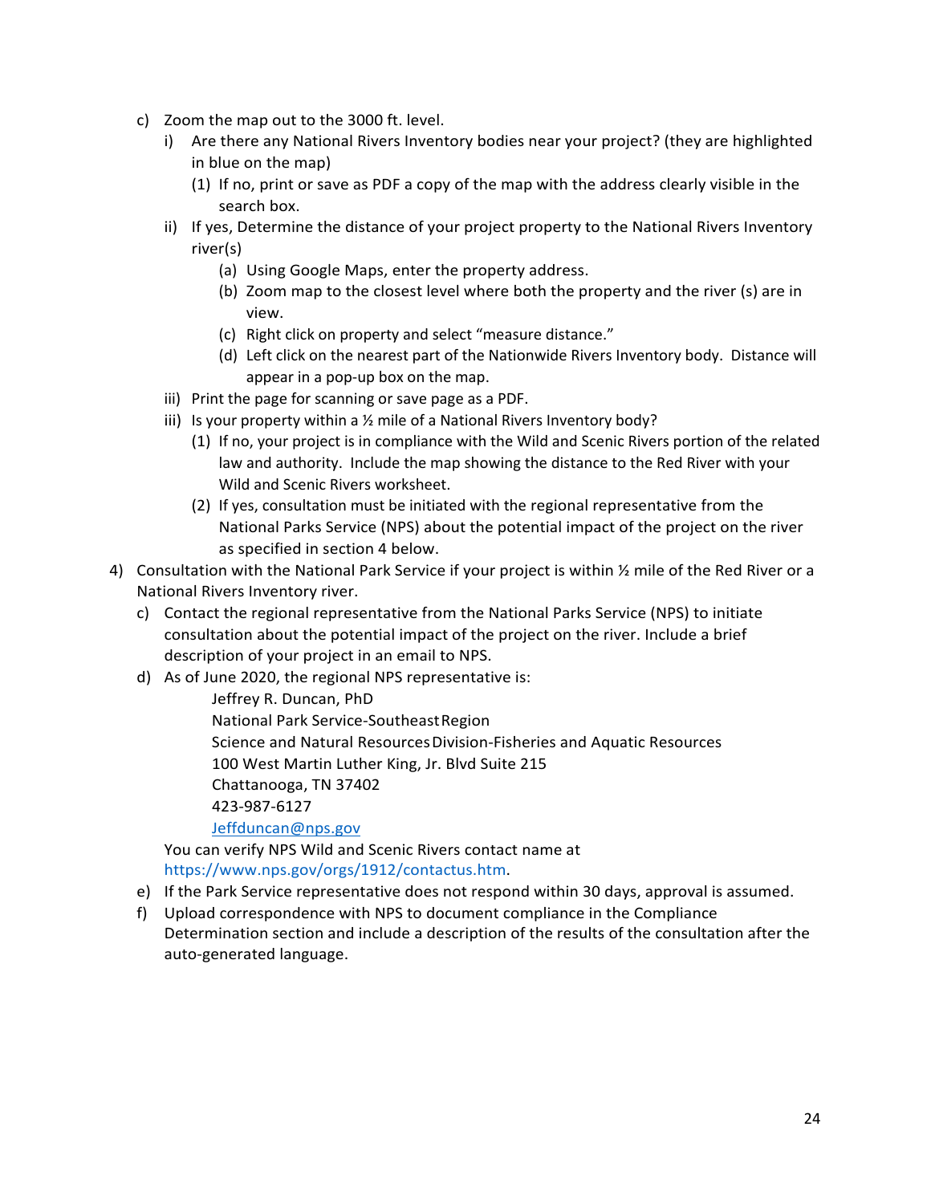c) Zoom the map out to the 3000 ft. level.
   i) Are there any National Rivers Inventory bodies near your project? (they are highlighted in blue on the map)
      (1) If no, print or save as PDF a copy of the map with the address clearly visible in the search box.
   ii) If yes, Determine the distance of your project property to the National Rivers Inventory river(s)
      (a) Using Google Maps, enter the property address.
      (b) Zoom map to the closest level where both the property and the river (s) are in view.
      (c) Right click on property and select "measure distance."
      (d) Left click on the nearest part of the Nationwide Rivers Inventory body. Distance will appear in a pop-up box on the map.
   iii) Print the page for scanning or save page as a PDF.
   iii) Is your property within a ½ mile of a National Rivers Inventory body?
      (1) If no, your project is in compliance with the Wild and Scenic Rivers portion of the related law and authority. Include the map showing the distance to the Red River with your Wild and Scenic Rivers worksheet.
      (2) If yes, consultation must be initiated with the regional representative from the National Parks Service (NPS) about the potential impact of the project on the river as specified in section 4 below.

4) Consultation with the National Park Service if your project is within ½ mile of the Red River or a National Rivers Inventory river.
   c) Contact the regional representative from the National Parks Service (NPS) to initiate consultation about the potential impact of the project on the river. Include a brief description of your project in an email to NPS.
   d) As of June 2020, the regional NPS representative is:

      Jeffrey R. Duncan, PhD
      National Park Service-Southeast Region
      Science and Natural Resources Division-Fisheries and Aquatic Resources
      100 West Martin Luther King, Jr. Blvd Suite 215
      Chattanooga, TN 37402
      423-987-6127
      Jeffduncan@nps.gov

      You can verify NPS Wild and Scenic Rivers contact name at https://www.nps.gov/orgs/1912/contactus.htm.
   e) If the Park Service representative does not respond within 30 days, approval is assumed.
   f) Upload correspondence with NPS to document compliance in the Compliance Determination section and include a description of the results of the consultation after the auto-generated language.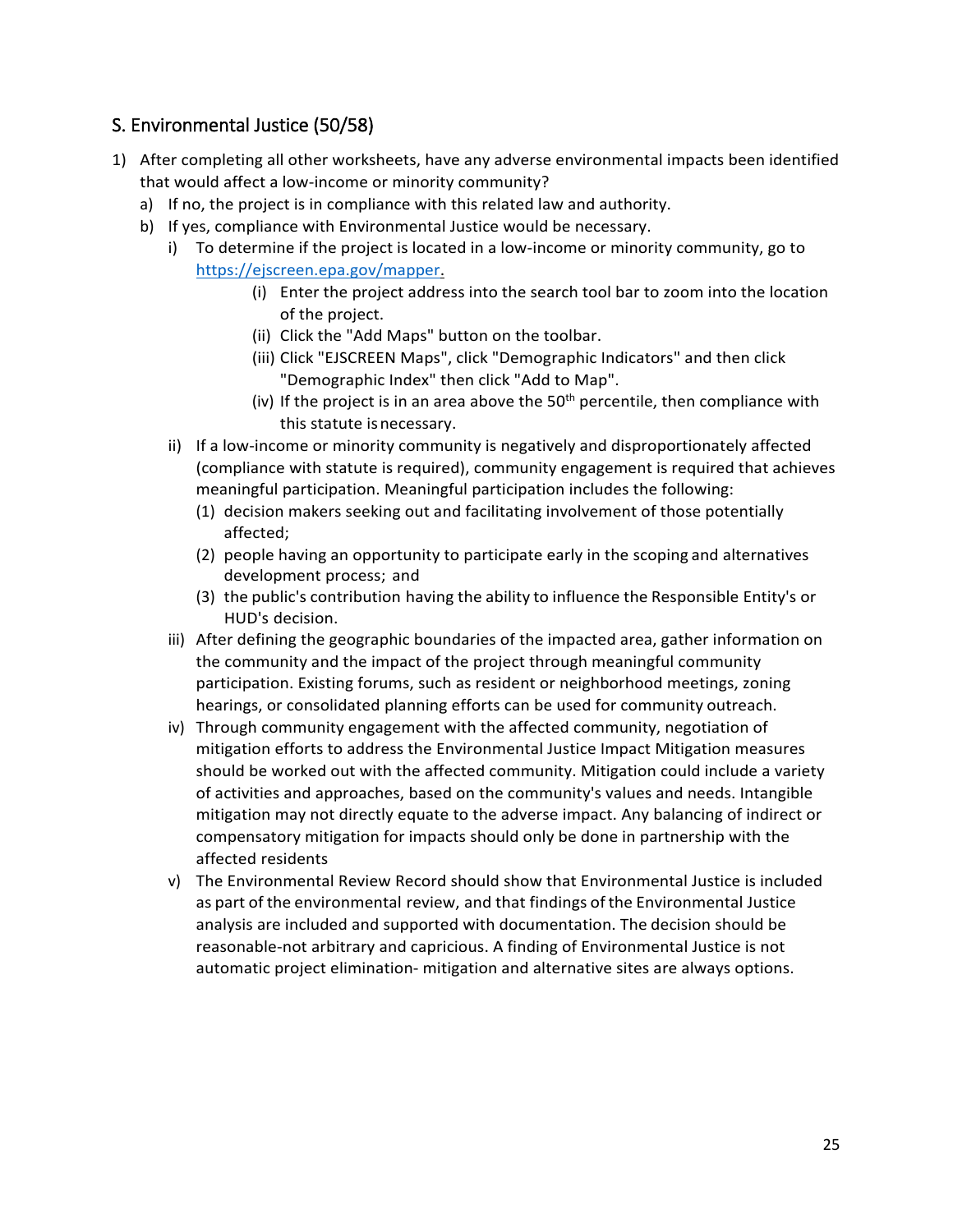## S. Environmental Justice (50/58)

1) After completing all other worksheets, have any adverse environmental impacts been identified that would affect a low-income or minority community?
   a) If no, the project is in compliance with this related law and authority.
   b) If yes, compliance with Environmental Justice would be necessary.
      i) To determine if the project is located in a low-income or minority community, go to https://ejscreen.epa.gov/mapper.
         (i) Enter the project address into the search tool bar to zoom into the location of the project.
         (ii) Click the "Add Maps" button on the toolbar.
         (iii) Click "EJSCREEN Maps", click "Demographic Indicators" and then click "Demographic Index" then click "Add to Map".
         (iv) If the project is in an area above the 50th percentile, then compliance with this statute is necessary.
      ii) If a low-income or minority community is negatively and disproportionately affected (compliance with statute is required), community engagement is required that achieves meaningful participation. Meaningful participation includes the following:
         (1) decision makers seeking out and facilitating involvement of those potentially affected;
         (2) people having an opportunity to participate early in the scoping and alternatives development process; and
         (3) the public's contribution having the ability to influence the Responsible Entity's or HUD's decision.
      iii) After defining the geographic boundaries of the impacted area, gather information on the community and the impact of the project through meaningful community participation. Existing forums, such as resident or neighborhood meetings, zoning hearings, or consolidated planning efforts can be used for community outreach.
      iv) Through community engagement with the affected community, negotiation of mitigation efforts to address the Environmental Justice Impact Mitigation measures should be worked out with the affected community. Mitigation could include a variety of activities and approaches, based on the community's values and needs. Intangible mitigation may not directly equate to the adverse impact. Any balancing of indirect or compensatory mitigation for impacts should only be done in partnership with the affected residents
      v) The Environmental Review Record should show that Environmental Justice is included as part of the environmental review, and that findings of the Environmental Justice analysis are included and supported with documentation. The decision should be reasonable-not arbitrary and capricious. A finding of Environmental Justice is not automatic project elimination- mitigation and alternative sites are always options.